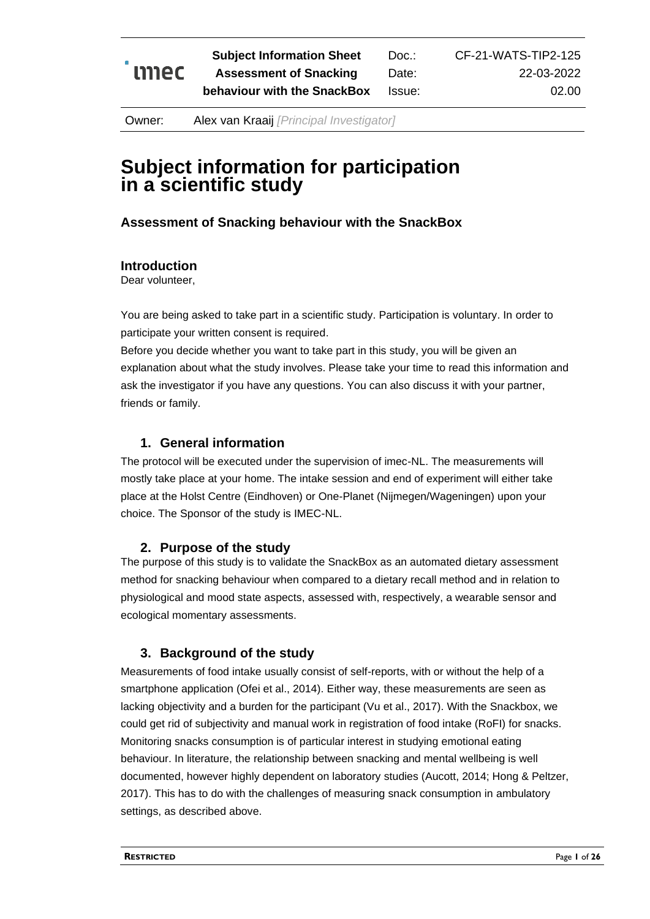# Subject information for participation in a scientific study

## Assessment of Snacking behaviour with the SnackBox

### Introduction

Dear volunteer,

You are being asked to take part in a scientific study. Participation is voluntary. In order to participate your written consent is required.

Before you decide whether you want to take part in this study, you will be given an explanation about what the study involves. Please take your time to read this information and ask the investigator if you have any questions. You can also discuss it with your partner, friends or family.

### 1. General information

The protocol will be executed under the supervision of imec-NL. The measurements will mostly take place at your home. The intake session and end of experiment will either take place at the Holst Centre (Eindhoven) or One-Planet (Nijmegen/Wageningen) upon your choice. The Sponsor of the study is IMEC-NL.

### 2. Purpose of the study

The purpose of this study is to validate the SnackBox as an automated dietary assessment method for snacking behaviour when compared to a dietary recall method and in relation to physiological and mood state aspects, assessed with, respectively, a wearable sensor and ecological momentary assessments.

### 3. Background of the study

Measurements of food intake usually consist of self-reports, with or without the help of a smartphone application (Ofei et al., 2014). Either way, these measurements are seen as lacking objectivity and a burden for the participant (Vu et al., 2017). With the Snackbox, we could get rid of subjectivity and manual work in registration of food intake (RoFI) for snacks. Monitoring snacks consumption is of particular interest in studying emotional eating behaviour. In literature, the relationship between snacking and mental wellbeing is well documented, however highly dependent on laboratory studies (Aucott, 2014; Hong & Peltzer, 2017). This has to do with the challenges of measuring snack consumption in ambulatory settings, as described above.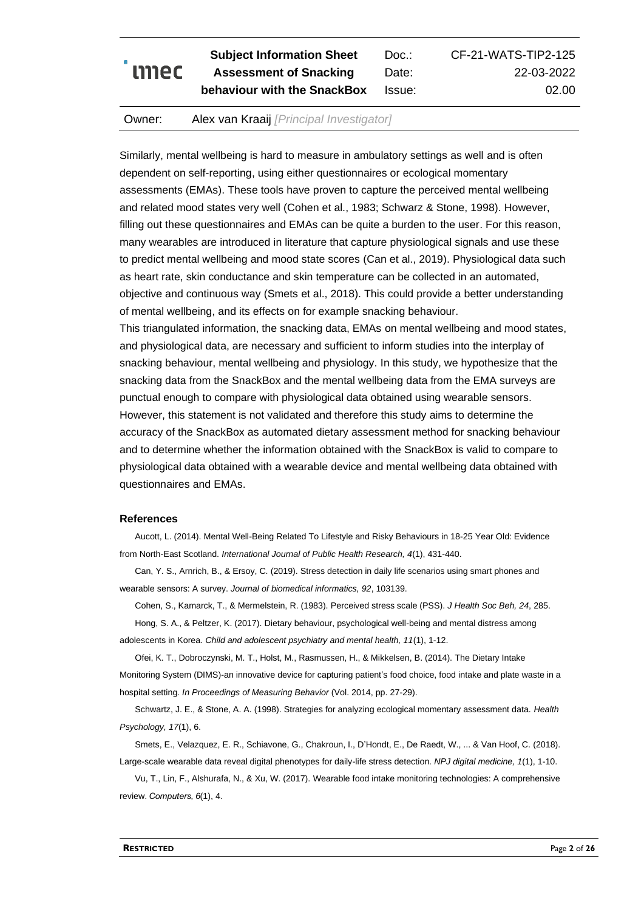Similarly, mental wellbeing is hard to measure in ambulatory settings as well and is often dependent on self-reporting, using either questionnaires or ecological momentary assessments (EMAs). These tools have proven to capture the perceived mental wellbeing and related mood states very well (Cohen et al., 1983; Schwarz & Stone, 1998). However, filling out these questionnaires and EMAs can be quite a burden to the user. For this reason, many wearables are introduced in literature that capture physiological signals and use these to predict mental wellbeing and mood state scores (Can et al., 2019). Physiological data such as heart rate, skin conductance and skin temperature can be collected in an automated, objective and continuous way (Smets et al., 2018). This could provide a better understanding of mental wellbeing, and its effects on for example snacking behaviour.

This triangulated information, the snacking data, EMAs on mental wellbeing and mood states, and physiological data, are necessary and sufficient to inform studies into the interplay of snacking behaviour, mental wellbeing and physiology. In this study, we hypothesize that the snacking data from the SnackBox and the mental wellbeing data from the EMA surveys are punctual enough to compare with physiological data obtained using wearable sensors. However, this statement is not validated and therefore this study aims to determine the accuracy of the SnackBox as automated dietary assessment method for snacking behaviour and to determine whether the information obtained with the SnackBox is valid to compare to physiological data obtained with a wearable device and mental wellbeing data obtained with questionnaires and EMAs.

### References

Aucott, L. (2014). Mental Well-Being Related To Lifestyle and Risky Behaviours in 18-25 Year Old: Evidence from North-East Scotland. *International Journal of Public Health Research, 4*(1), 431-440.

Can, Y. S., Arnrich, B., & Ersoy, C. (2019). Stress detection in daily life scenarios using smart phones and wearable sensors: A survey. *Journal of biomedical informatics, 92*, 103139.

Cohen, S., Kamarck, T., & Mermelstein, R. (1983). Perceived stress scale (PSS). *J Health Soc Beh, 24*, 285.

Hong, S. A., & Peltzer, K. (2017). Dietary behaviour, psychological well-being and mental distress among adolescents in Korea. *Child and adolescent psychiatry and mental health, 11*(1), 1-12.

Ofei, K. T., Dobroczynski, M. T., Holst, M., Rasmussen, H., & Mikkelsen, B. (2014). The Dietary Intake Monitoring System (DIMS)-an innovative device for capturing patient's food choice, food intake and plate waste in a hospital setting. *In Proceedings of Measuring Behavior* (Vol. 2014, pp. 27-29).

Schwartz, J. E., & Stone, A. A. (1998). Strategies for analyzing ecological momentary assessment data. *Health Psychology, 17*(1), 6.

Smets, E., Velazquez, E. R., Schiavone, G., Chakroun, I., D'Hondt, E., De Raedt, W., ... & Van Hoof, C. (2018). Large-scale wearable data reveal digital phenotypes for daily-life stress detection. *NPJ digital medicine, 1*(1), 1-10.

Vu, T., Lin, F., Alshurafa, N., & Xu, W. (2017). Wearable food intake monitoring technologies: A comprehensive review. *Computers, 6*(1), 4.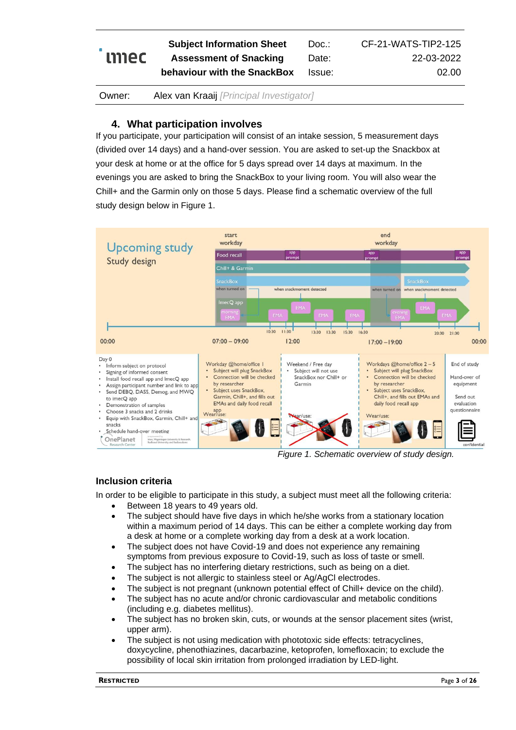## 4. What participation involves

If you participate, your participation will consist of an intake session, 5 measurement days (divided over 14 days) and a hand-over session. You are asked to set-up the Snackbox at your desk at home or at the office for 5 days spread over 14 days at maximum. In the evenings you are asked to bring the SnackBox to your living room. You will also wear the Chill+ and the Garmin only on those 5 days. Please find a schematic overview of the full study design below in Figure 1.

Upcoming study
Study design

start workday
end workday

Food recall
app prompt
app prompt
app prompt

Chill+ & Garmin

SnackBox
when turned on
when snackmoment detected
SnackBox
when turned on
when snackmoment detected

ImecQ app
morning EMA
EMA
EMA
EMA
EMA
evening EMA
EMA
EMA

10:30 11:30 13:30 13:30 15:30 16:30 20:30 21:30

00:00 07:00 – 09:00 12:00 17:00 – 19:00 00:00

Day 0
- Inform subject on protocol
- Signing of informed consent
- Install food recall app and ImecQ app
- Assign participant number and link to app
- Send DEBQ, DASS, Demog. and MWQ to imecQ app
- Demonstration of samples
- Choose 3 snacks and 2 drinks
- Equip with SnackBox, Garmin, Chill+ and snacks
- Schedule hand-over meeting

OnePlanet Research Center

Workday @home/office I
- Subject will plug SnackBox
- Connection will be checked by researcher
- Subject uses SnackBox, Garmin, Chill+, and fills out EMAs and daily food recall app

Wear/use:

Weekend / Free day
- Subject will not use SnackBox nor Chill+ or Garmin

Wear/use:

Workdays @home/office 2 – 5
- Subject will plug SnackBox
- Connection will be checked by researcher
- Subject uses SnackBox, Chill+, and fills out EMAs and daily food recall app

Wear/use:

End of study

Hand-over of equipment

Send out evaluation questionnaire

confidential

*Figure 1. Schematic overview of study design.*

### Inclusion criteria

In order to be eligible to participate in this study, a subject must meet all the following criteria:

- Between 18 years to 49 years old.
- The subject should have five days in which he/she works from a stationary location within a maximum period of 14 days. This can be either a complete working day from a desk at home or a complete working day from a desk at a work location.
- The subject does not have Covid-19 and does not experience any remaining symptoms from previous exposure to Covid-19, such as loss of taste or smell.
- The subject has no interfering dietary restrictions, such as being on a diet.
- The subject is not allergic to stainless steel or Ag/AgCl electrodes.
- The subject is not pregnant (unknown potential effect of Chill+ device on the child).
- The subject has no acute and/or chronic cardiovascular and metabolic conditions (including e.g. diabetes mellitus).
- The subject has no broken skin, cuts, or wounds at the sensor placement sites (wrist, upper arm).
- The subject is not using medication with phototoxic side effects: tetracyclines, doxycycline, phenothiazines, dacarbazine, ketoprofen, lomefloxacin; to exclude the possibility of local skin irritation from prolonged irradiation by LED-light.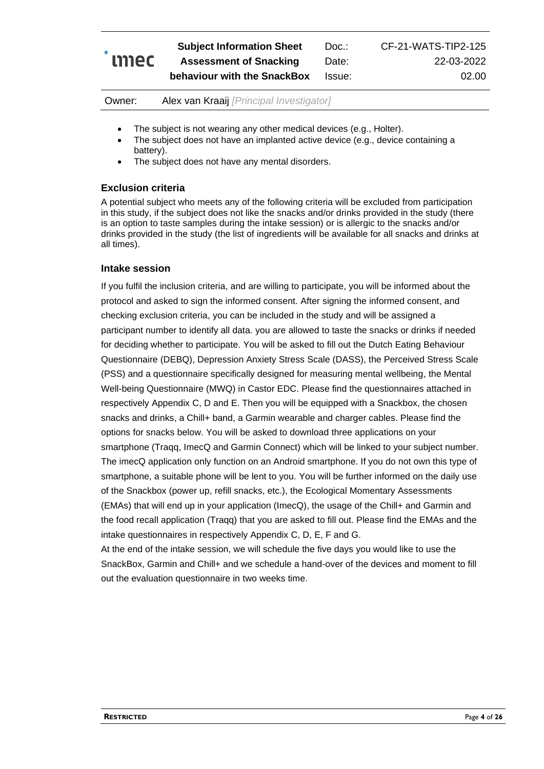- The subject is not wearing any other medical devices (e.g., Holter).
- The subject does not have an implanted active device (e.g., device containing a battery).
- The subject does not have any mental disorders.

### Exclusion criteria

A potential subject who meets any of the following criteria will be excluded from participation in this study, if the subject does not like the snacks and/or drinks provided in the study (there is an option to taste samples during the intake session) or is allergic to the snacks and/or drinks provided in the study (the list of ingredients will be available for all snacks and drinks at all times).

### Intake session

If you fulfil the inclusion criteria, and are willing to participate, you will be informed about the protocol and asked to sign the informed consent. After signing the informed consent, and checking exclusion criteria, you can be included in the study and will be assigned a participant number to identify all data. you are allowed to taste the snacks or drinks if needed for deciding whether to participate. You will be asked to fill out the Dutch Eating Behaviour Questionnaire (DEBQ), Depression Anxiety Stress Scale (DASS), the Perceived Stress Scale (PSS) and a questionnaire specifically designed for measuring mental wellbeing, the Mental Well-being Questionnaire (MWQ) in Castor EDC. Please find the questionnaires attached in respectively Appendix C, D and E. Then you will be equipped with a Snackbox, the chosen snacks and drinks, a Chill+ band, a Garmin wearable and charger cables. Please find the options for snacks below. You will be asked to download three applications on your smartphone (Traqq, ImecQ and Garmin Connect) which will be linked to your subject number. The imecQ application only function on an Android smartphone. If you do not own this type of smartphone, a suitable phone will be lent to you. You will be further informed on the daily use of the Snackbox (power up, refill snacks, etc.), the Ecological Momentary Assessments (EMAs) that will end up in your application (ImecQ), the usage of the Chill+ and Garmin and the food recall application (Traqq) that you are asked to fill out. Please find the EMAs and the intake questionnaires in respectively Appendix C, D, E, F and G.

At the end of the intake session, we will schedule the five days you would like to use the SnackBox, Garmin and Chill+ and we schedule a hand-over of the devices and moment to fill out the evaluation questionnaire in two weeks time.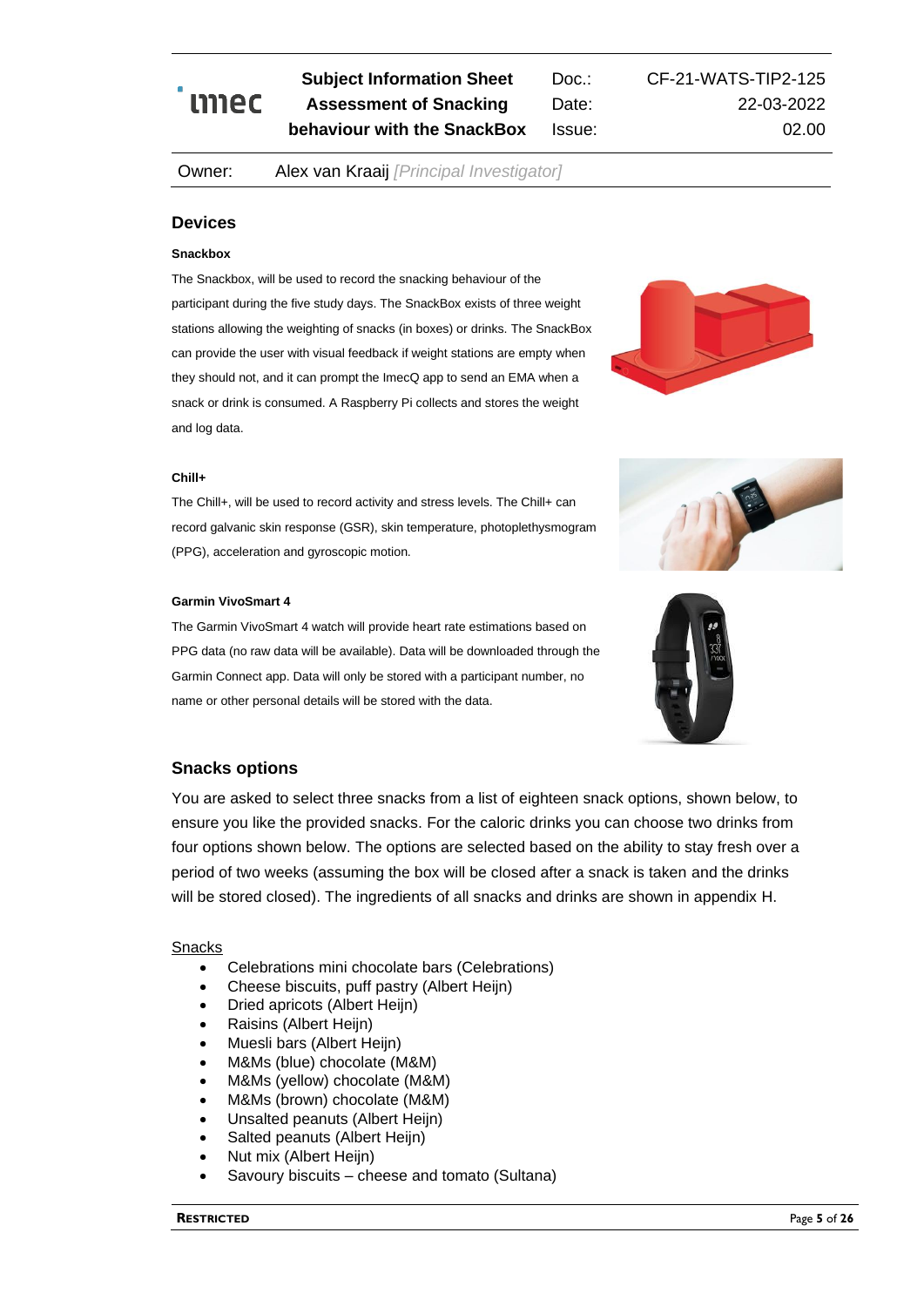## Devices

#### Snackbox

The Snackbox, will be used to record the snacking behaviour of the participant during the five study days. The SnackBox exists of three weight stations allowing the weighting of snacks (in boxes) or drinks. The SnackBox can provide the user with visual feedback if weight stations are empty when they should not, and it can prompt the ImecQ app to send an EMA when a snack or drink is consumed. A Raspberry Pi collects and stores the weight and log data.

#### Chill+

The Chill+, will be used to record activity and stress levels. The Chill+ can record galvanic skin response (GSR), skin temperature, photoplethysmogram (PPG), acceleration and gyroscopic motion.

#### Garmin VivoSmart 4

The Garmin VivoSmart 4 watch will provide heart rate estimations based on PPG data (no raw data will be available). Data will be downloaded through the Garmin Connect app. Data will only be stored with a participant number, no name or other personal details will be stored with the data.

## Snacks options

You are asked to select three snacks from a list of eighteen snack options, shown below, to ensure you like the provided snacks. For the caloric drinks you can choose two drinks from four options shown below. The options are selected based on the ability to stay fresh over a period of two weeks (assuming the box will be closed after a snack is taken and the drinks will be stored closed). The ingredients of all snacks and drinks are shown in appendix H.

Snacks

- Celebrations mini chocolate bars (Celebrations)
- Cheese biscuits, puff pastry (Albert Heijn)
- Dried apricots (Albert Heijn)
- Raisins (Albert Heijn)
- Muesli bars (Albert Heijn)
- M&Ms (blue) chocolate (M&M)
- M&Ms (yellow) chocolate (M&M)
- M&Ms (brown) chocolate (M&M)
- Unsalted peanuts (Albert Heijn)
- Salted peanuts (Albert Heijn)
- Nut mix (Albert Heijn)
- Savoury biscuits – cheese and tomato (Sultana)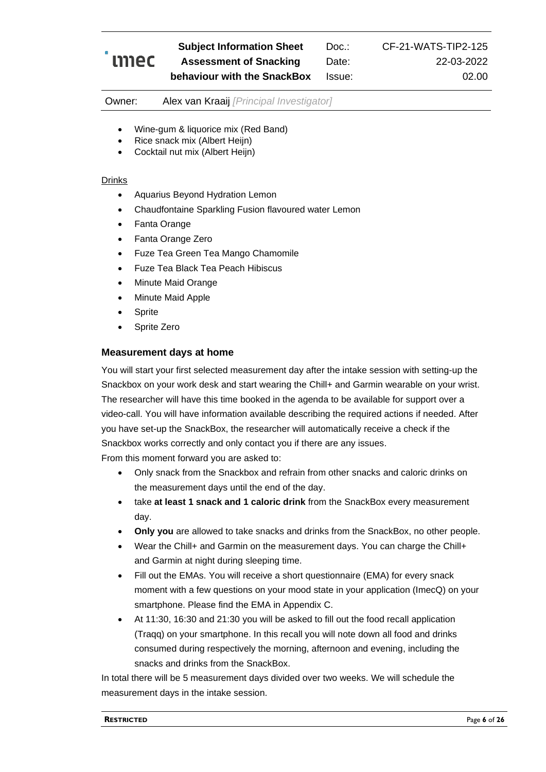- Wine-gum & liquorice mix (Red Band)
- Rice snack mix (Albert Heijn)
- Cocktail nut mix (Albert Heijn)

Drinks

- Aquarius Beyond Hydration Lemon
- Chaudfontaine Sparkling Fusion flavoured water Lemon
- Fanta Orange
- Fanta Orange Zero
- Fuze Tea Green Tea Mango Chamomile
- Fuze Tea Black Tea Peach Hibiscus
- Minute Maid Orange
- Minute Maid Apple
- Sprite
- Sprite Zero

### Measurement days at home

You will start your first selected measurement day after the intake session with setting-up the Snackbox on your work desk and start wearing the Chill+ and Garmin wearable on your wrist. The researcher will have this time booked in the agenda to be available for support over a video-call. You will have information available describing the required actions if needed. After you have set-up the SnackBox, the researcher will automatically receive a check if the Snackbox works correctly and only contact you if there are any issues.
From this moment forward you are asked to:

- Only snack from the Snackbox and refrain from other snacks and caloric drinks on the measurement days until the end of the day.
- take **at least 1 snack and 1 caloric drink** from the SnackBox every measurement day.
- **Only you** are allowed to take snacks and drinks from the SnackBox, no other people.
- Wear the Chill+ and Garmin on the measurement days. You can charge the Chill+ and Garmin at night during sleeping time.
- Fill out the EMAs. You will receive a short questionnaire (EMA) for every snack moment with a few questions on your mood state in your application (ImecQ) on your smartphone. Please find the EMA in Appendix C.
- At 11:30, 16:30 and 21:30 you will be asked to fill out the food recall application (Traqq) on your smartphone. In this recall you will note down all food and drinks consumed during respectively the morning, afternoon and evening, including the snacks and drinks from the SnackBox.

In total there will be 5 measurement days divided over two weeks. We will schedule the measurement days in the intake session.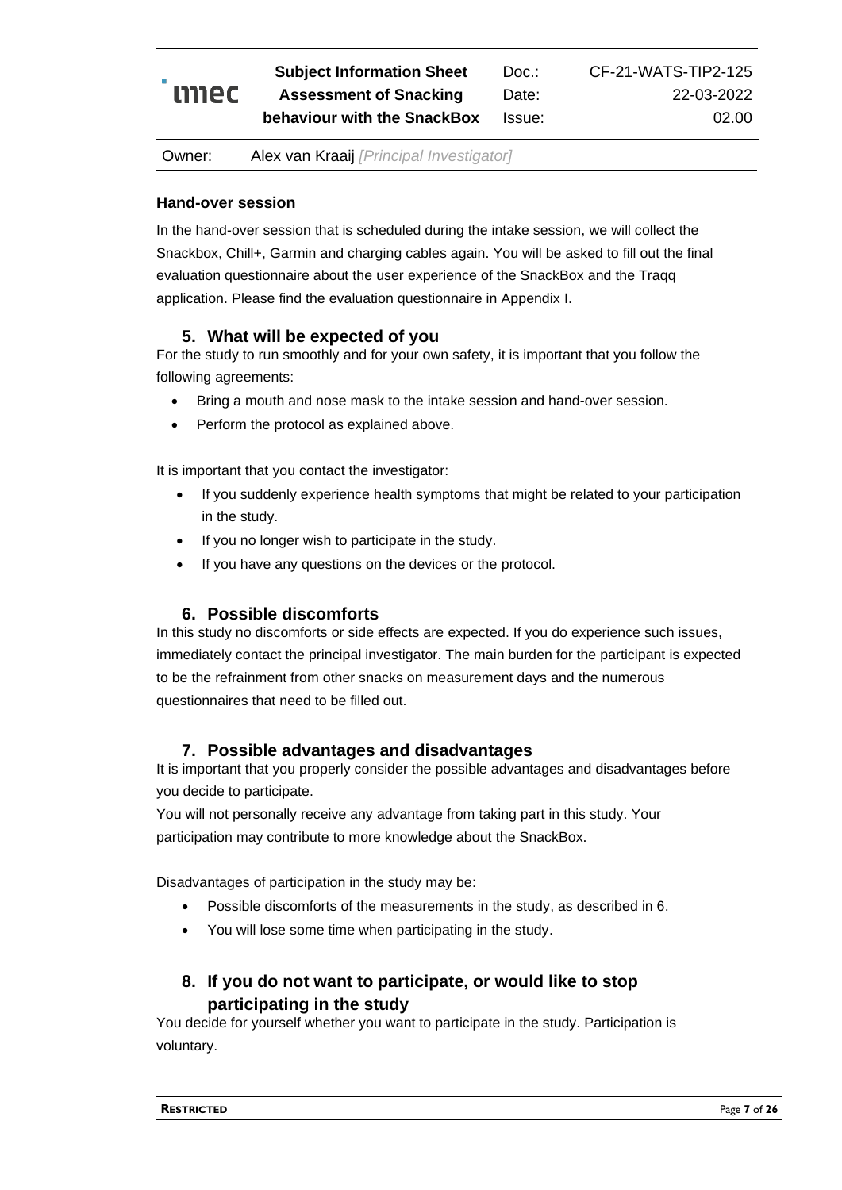**Hand-over session**

In the hand-over session that is scheduled during the intake session, we will collect the Snackbox, Chill+, Garmin and charging cables again. You will be asked to fill out the final evaluation questionnaire about the user experience of the SnackBox and the Traqq application. Please find the evaluation questionnaire in Appendix I.

## 5. What will be expected of you

For the study to run smoothly and for your own safety, it is important that you follow the following agreements:

- Bring a mouth and nose mask to the intake session and hand-over session.
- Perform the protocol as explained above.

It is important that you contact the investigator:

- If you suddenly experience health symptoms that might be related to your participation in the study.
- If you no longer wish to participate in the study.
- If you have any questions on the devices or the protocol.

## 6. Possible discomforts

In this study no discomforts or side effects are expected. If you do experience such issues, immediately contact the principal investigator. The main burden for the participant is expected to be the refrainment from other snacks on measurement days and the numerous questionnaires that need to be filled out.

## 7. Possible advantages and disadvantages

It is important that you properly consider the possible advantages and disadvantages before you decide to participate.

You will not personally receive any advantage from taking part in this study. Your participation may contribute to more knowledge about the SnackBox.

Disadvantages of participation in the study may be:

- Possible discomforts of the measurements in the study, as described in 6.
- You will lose some time when participating in the study.

## 8. If you do not want to participate, or would like to stop participating in the study

You decide for yourself whether you want to participate in the study. Participation is voluntary.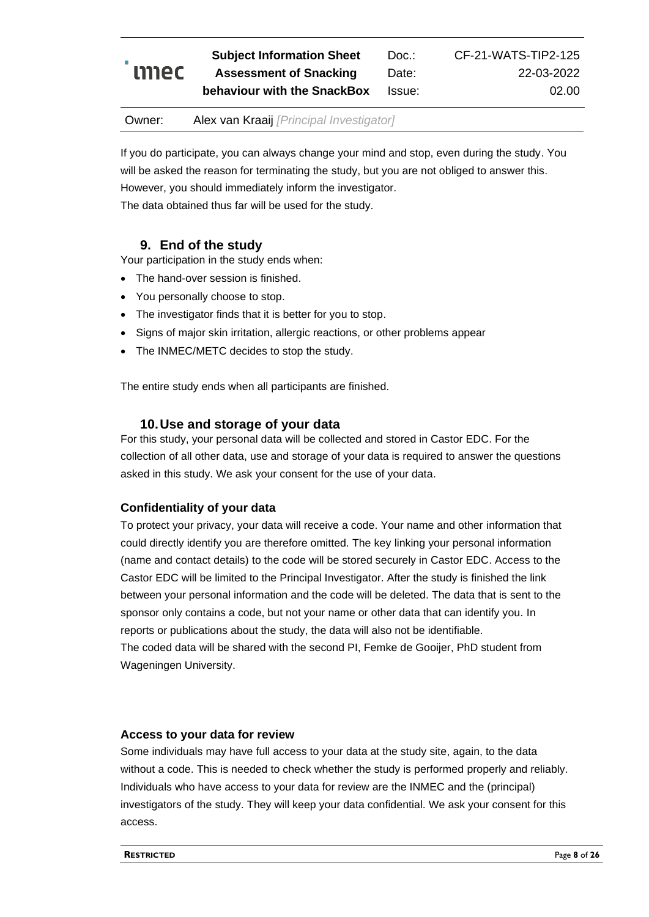If you do participate, you can always change your mind and stop, even during the study. You will be asked the reason for terminating the study, but you are not obliged to answer this. However, you should immediately inform the investigator.
The data obtained thus far will be used for the study.

## 9. End of the study

Your participation in the study ends when:

- The hand-over session is finished.
- You personally choose to stop.
- The investigator finds that it is better for you to stop.
- Signs of major skin irritation, allergic reactions, or other problems appear
- The INMEC/METC decides to stop the study.

The entire study ends when all participants are finished.

## 10. Use and storage of your data

For this study, your personal data will be collected and stored in Castor EDC. For the collection of all other data, use and storage of your data is required to answer the questions asked in this study. We ask your consent for the use of your data.

### Confidentiality of your data

To protect your privacy, your data will receive a code. Your name and other information that could directly identify you are therefore omitted. The key linking your personal information (name and contact details) to the code will be stored securely in Castor EDC. Access to the Castor EDC will be limited to the Principal Investigator. After the study is finished the link between your personal information and the code will be deleted. The data that is sent to the sponsor only contains a code, but not your name or other data that can identify you. In reports or publications about the study, the data will also not be identifiable.
The coded data will be shared with the second PI, Femke de Gooijer, PhD student from Wageningen University.

### Access to your data for review

Some individuals may have full access to your data at the study site, again, to the data without a code. This is needed to check whether the study is performed properly and reliably. Individuals who have access to your data for review are the INMEC and the (principal) investigators of the study. They will keep your data confidential. We ask your consent for this access.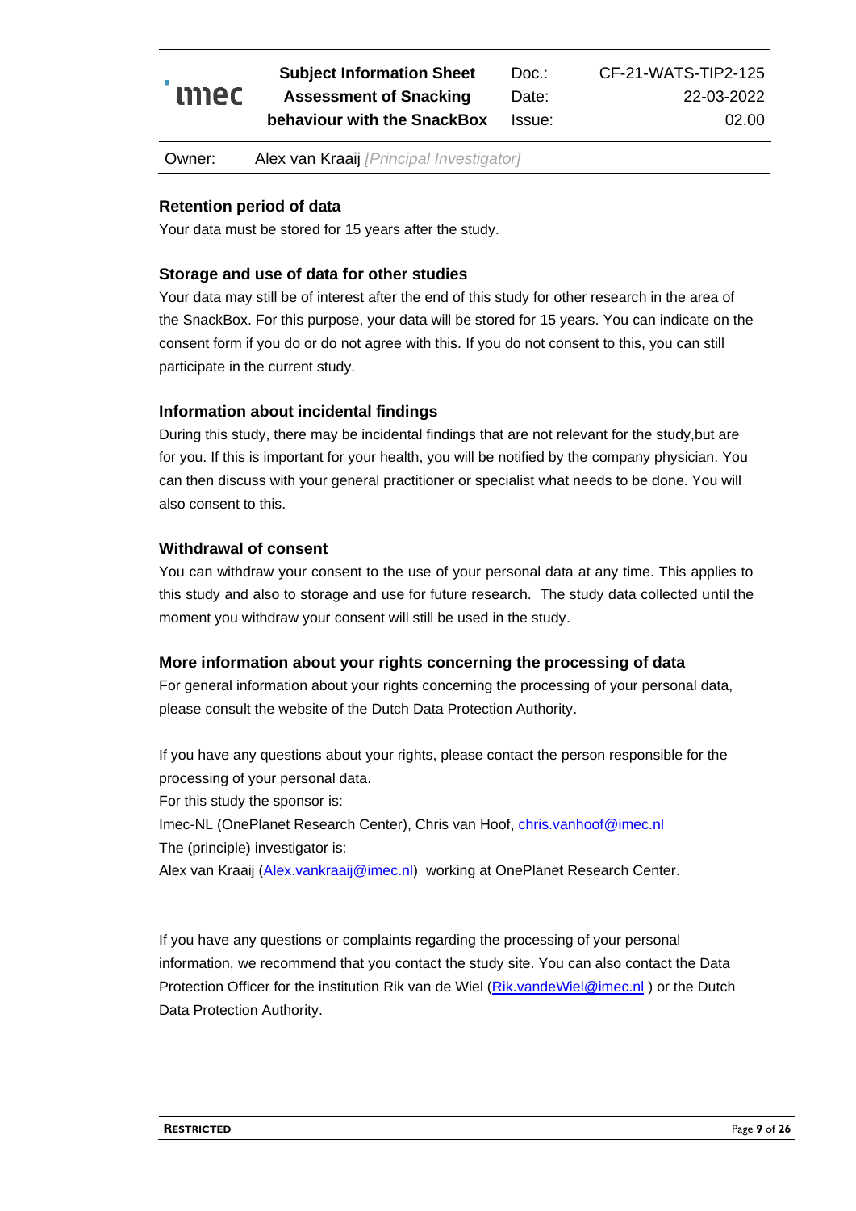### Retention period of data

Your data must be stored for 15 years after the study.

### Storage and use of data for other studies

Your data may still be of interest after the end of this study for other research in the area of the SnackBox. For this purpose, your data will be stored for 15 years. You can indicate on the consent form if you do or do not agree with this. If you do not consent to this, you can still participate in the current study.

### Information about incidental findings

During this study, there may be incidental findings that are not relevant for the study,but are for you. If this is important for your health, you will be notified by the company physician. You can then discuss with your general practitioner or specialist what needs to be done. You will also consent to this.

### Withdrawal of consent

You can withdraw your consent to the use of your personal data at any time. This applies to this study and also to storage and use for future research. The study data collected until the moment you withdraw your consent will still be used in the study.

### More information about your rights concerning the processing of data

For general information about your rights concerning the processing of your personal data, please consult the website of the Dutch Data Protection Authority.

If you have any questions about your rights, please contact the person responsible for the processing of your personal data.
For this study the sponsor is:
Imec-NL (OnePlanet Research Center), Chris van Hoof, chris.vanhoof@imec.nl
The (principle) investigator is:
Alex van Kraaij (Alex.vankraaij@imec.nl) working at OnePlanet Research Center.

If you have any questions or complaints regarding the processing of your personal information, we recommend that you contact the study site. You can also contact the Data Protection Officer for the institution Rik van de Wiel (Rik.vandeWiel@imec.nl ) or the Dutch Data Protection Authority.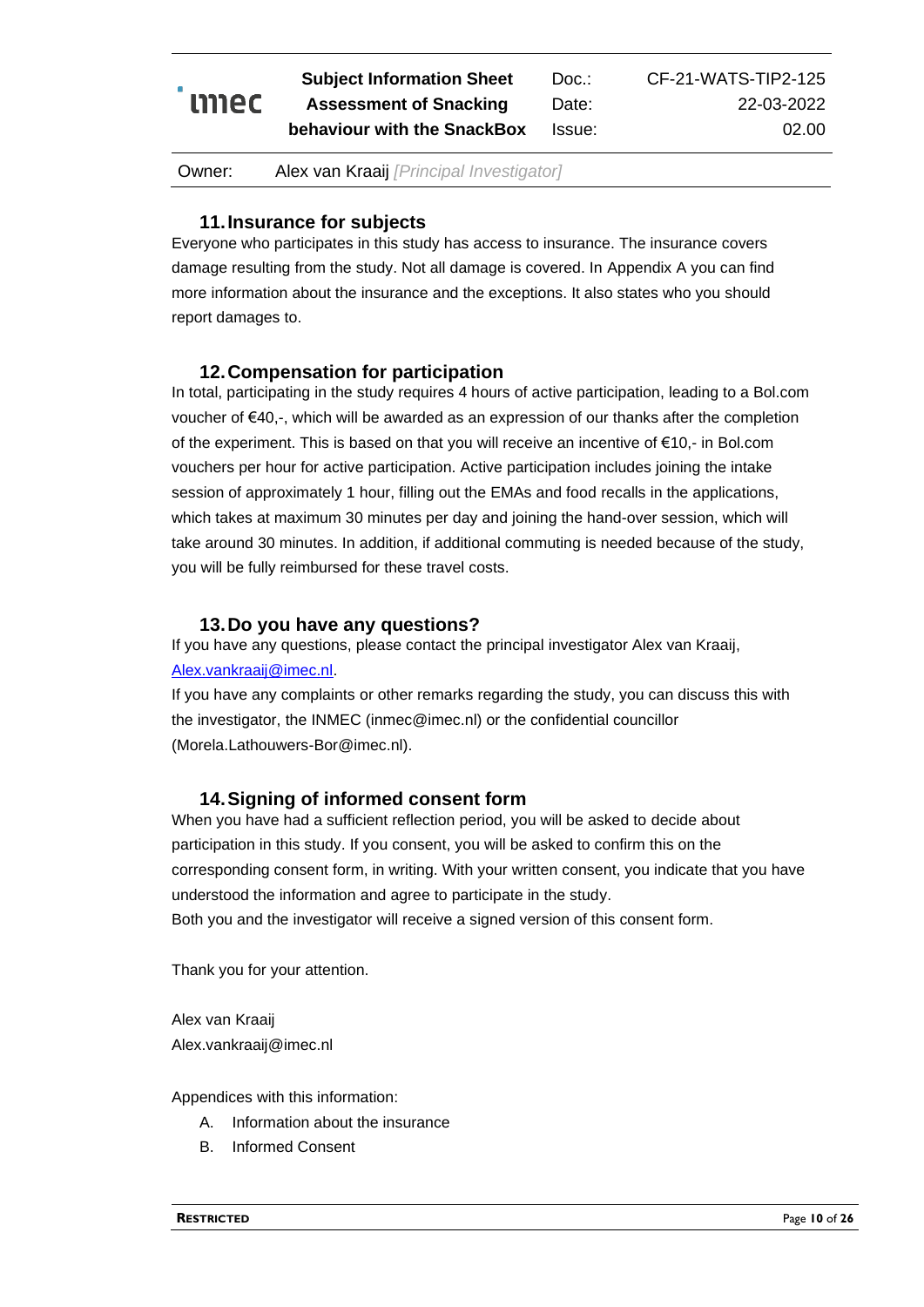## 11. Insurance for subjects

Everyone who participates in this study has access to insurance. The insurance covers damage resulting from the study. Not all damage is covered. In Appendix A you can find more information about the insurance and the exceptions. It also states who you should report damages to.

## 12. Compensation for participation

In total, participating in the study requires 4 hours of active participation, leading to a Bol.com voucher of €40,-, which will be awarded as an expression of our thanks after the completion of the experiment. This is based on that you will receive an incentive of €10,- in Bol.com vouchers per hour for active participation. Active participation includes joining the intake session of approximately 1 hour, filling out the EMAs and food recalls in the applications, which takes at maximum 30 minutes per day and joining the hand-over session, which will take around 30 minutes. In addition, if additional commuting is needed because of the study, you will be fully reimbursed for these travel costs.

## 13. Do you have any questions?

If you have any questions, please contact the principal investigator Alex van Kraaij, Alex.vankraaij@imec.nl.

If you have any complaints or other remarks regarding the study, you can discuss this with the investigator, the INMEC (inmec@imec.nl) or the confidential councillor (Morela.Lathouwers-Bor@imec.nl).

## 14. Signing of informed consent form

When you have had a sufficient reflection period, you will be asked to decide about participation in this study. If you consent, you will be asked to confirm this on the corresponding consent form, in writing. With your written consent, you indicate that you have understood the information and agree to participate in the study.
Both you and the investigator will receive a signed version of this consent form.

Thank you for your attention.

Alex van Kraaij
Alex.vankraaij@imec.nl

Appendices with this information:

A. Information about the insurance
B. Informed Consent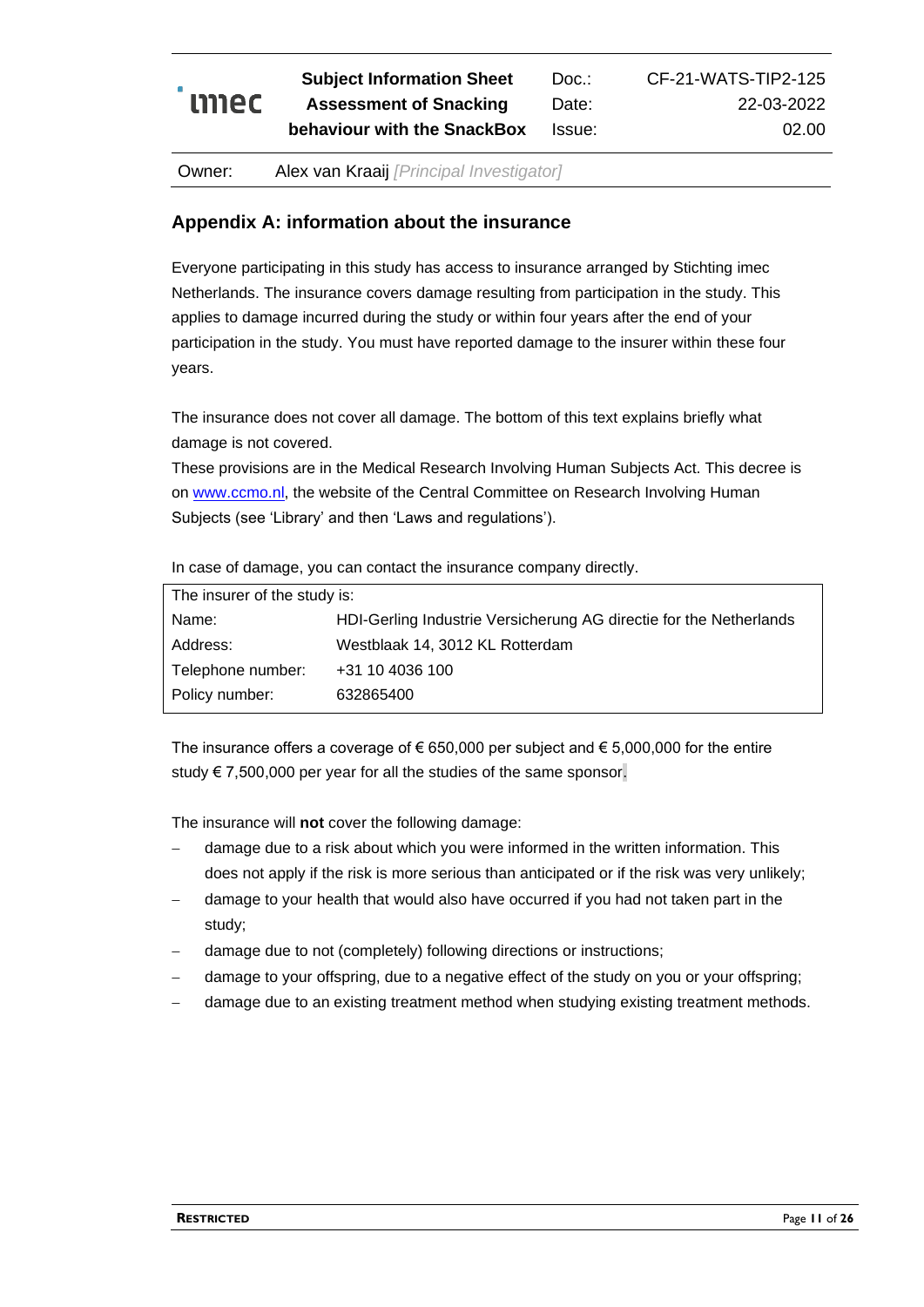## Appendix A: information about the insurance

Everyone participating in this study has access to insurance arranged by Stichting imec Netherlands. The insurance covers damage resulting from participation in the study. This applies to damage incurred during the study or within four years after the end of your participation in the study. You must have reported damage to the insurer within these four years.

The insurance does not cover all damage. The bottom of this text explains briefly what damage is not covered.
These provisions are in the Medical Research Involving Human Subjects Act. This decree is on www.ccmo.nl, the website of the Central Committee on Research Involving Human Subjects (see 'Library' and then 'Laws and regulations').

In case of damage, you can contact the insurance company directly.

| The insurer of the study is: | |
|---|---|
| Name: | HDI-Gerling Industrie Versicherung AG directie for the Netherlands |
| Address: | Westblaak 14, 3012 KL Rotterdam |
| Telephone number: | +31 10 4036 100 |
| Policy number: | 632865400 |

The insurance offers a coverage of € 650,000 per subject and € 5,000,000 for the entire study € 7,500,000 per year for all the studies of the same sponsor.

The insurance will **not** cover the following damage:

- damage due to a risk about which you were informed in the written information. This does not apply if the risk is more serious than anticipated or if the risk was very unlikely;
- damage to your health that would also have occurred if you had not taken part in the study;
- damage due to not (completely) following directions or instructions;
- damage to your offspring, due to a negative effect of the study on you or your offspring;
- damage due to an existing treatment method when studying existing treatment methods.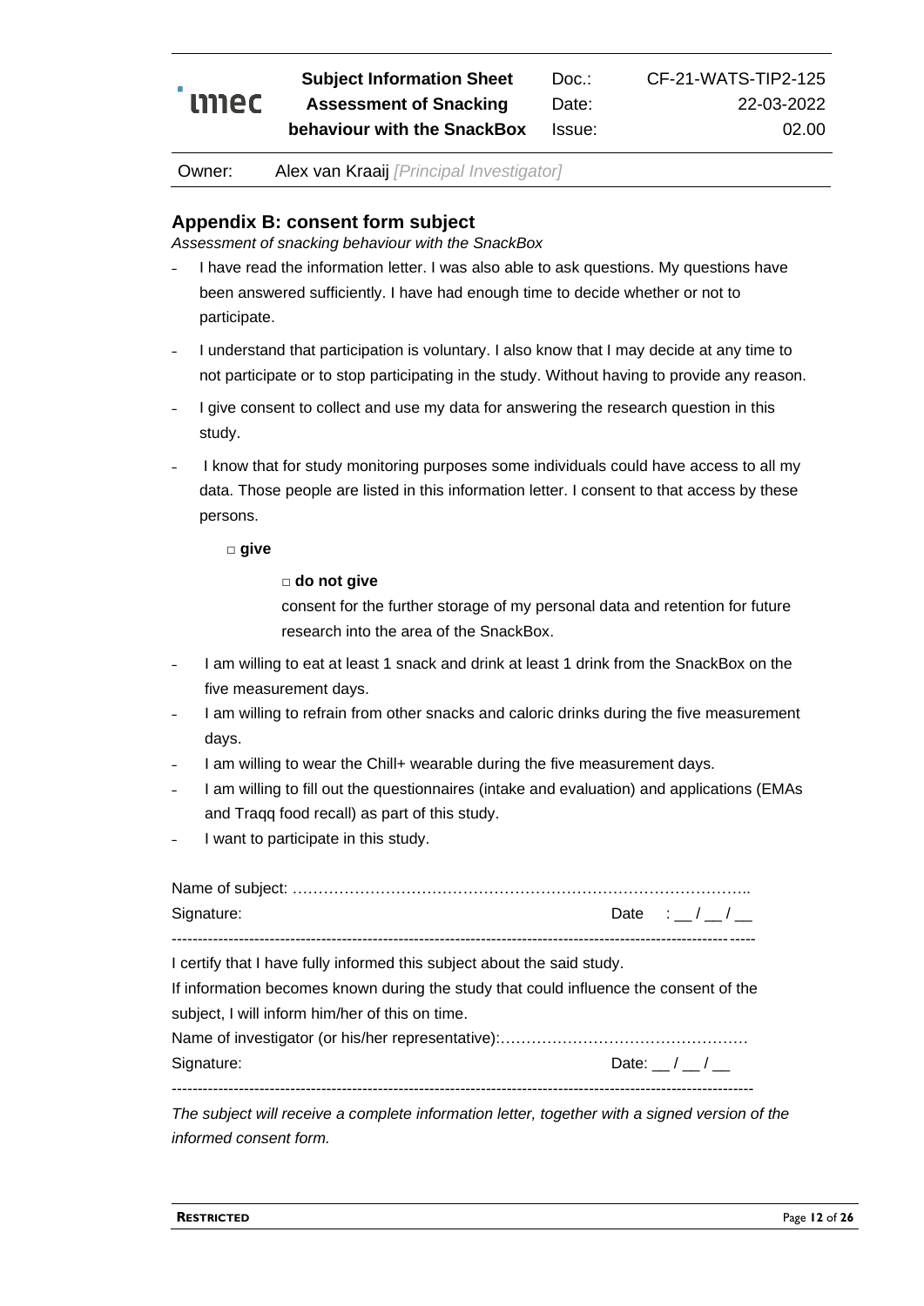## Appendix B: consent form subject

*Assessment of snacking behaviour with the SnackBox*

- I have read the information letter. I was also able to ask questions. My questions have been answered sufficiently. I have had enough time to decide whether or not to participate.
- I understand that participation is voluntary. I also know that I may decide at any time to not participate or to stop participating in the study. Without having to provide any reason.
- I give consent to collect and use my data for answering the research question in this study.
- I know that for study monitoring purposes some individuals could have access to all my data. Those people are listed in this information letter. I consent to that access by these persons.

  □ **give**

  □ **do not give**

  consent for the further storage of my personal data and retention for future research into the area of the SnackBox.
- I am willing to eat at least 1 snack and drink at least 1 drink from the SnackBox on the five measurement days.
- I am willing to refrain from other snacks and caloric drinks during the five measurement days.
- I am willing to wear the Chill+ wearable during the five measurement days.
- I am willing to fill out the questionnaires (intake and evaluation) and applications (EMAs and Traqq food recall) as part of this study.
- I want to participate in this study.

Name of subject: ………………………………………………………………………………..

Signature: Date : __ / __ / __

---

I certify that I have fully informed this subject about the said study.

If information becomes known during the study that could influence the consent of the subject, I will inform him/her of this on time.

Name of investigator (or his/her representative):…………………………………………

Signature: Date: __ / __ / __

---

*The subject will receive a complete information letter, together with a signed version of the informed consent form.*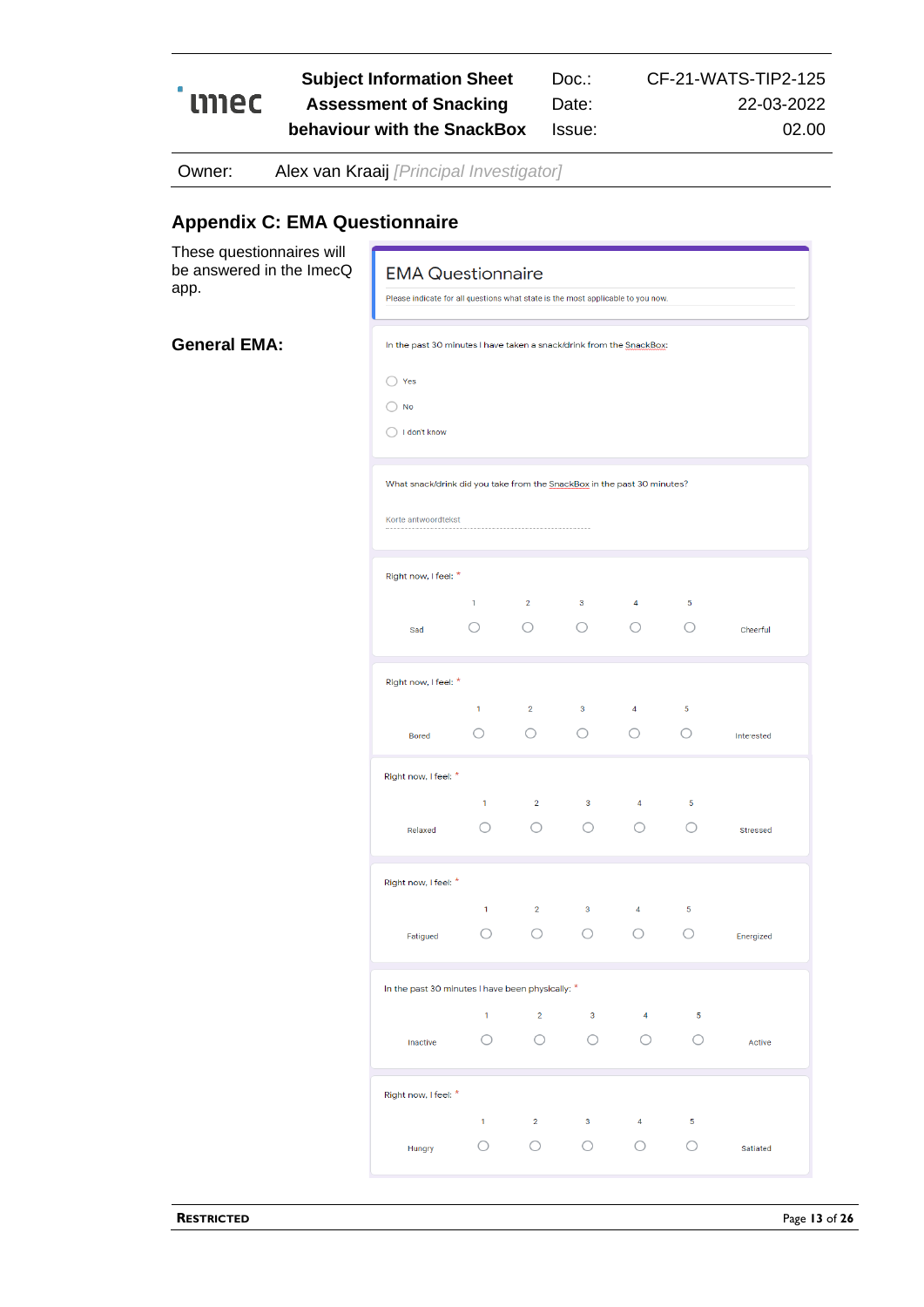## Appendix C: EMA Questionnaire

These questionnaires will be answered in the ImecQ app.

### General EMA:

**EMA Questionnaire**

Please indicate for all questions what state is the most applicable to you now.

In the past 30 minutes I have taken a snack/drink from the SnackBox:

- Yes
- No
- I don't know

What snack/drink did you take from the SnackBox in the past 30 minutes?

Korte antwoordtekst

Right now, I feel: *

| | 1 | 2 | 3 | 4 | 5 | |
|---|---|---|---|---|---|---|
| Sad | ○ | ○ | ○ | ○ | ○ | Cheerful |

Right now, I feel: *

| | 1 | 2 | 3 | 4 | 5 | |
|---|---|---|---|---|---|---|
| Bored | ○ | ○ | ○ | ○ | ○ | Interested |

Right now, I feel: *

| | 1 | 2 | 3 | 4 | 5 | |
|---|---|---|---|---|---|---|
| Relaxed | ○ | ○ | ○ | ○ | ○ | Stressed |

Right now, I feel: *

| | 1 | 2 | 3 | 4 | 5 | |
|---|---|---|---|---|---|---|
| Fatigued | ○ | ○ | ○ | ○ | ○ | Energized |

In the past 30 minutes I have been physically: *

| | 1 | 2 | 3 | 4 | 5 | |
|---|---|---|---|---|---|---|
| Inactive | ○ | ○ | ○ | ○ | ○ | Active |

Right now, I feel: *

| | 1 | 2 | 3 | 4 | 5 | |
|---|---|---|---|---|---|---|
| Hungry | ○ | ○ | ○ | ○ | ○ | Satiated |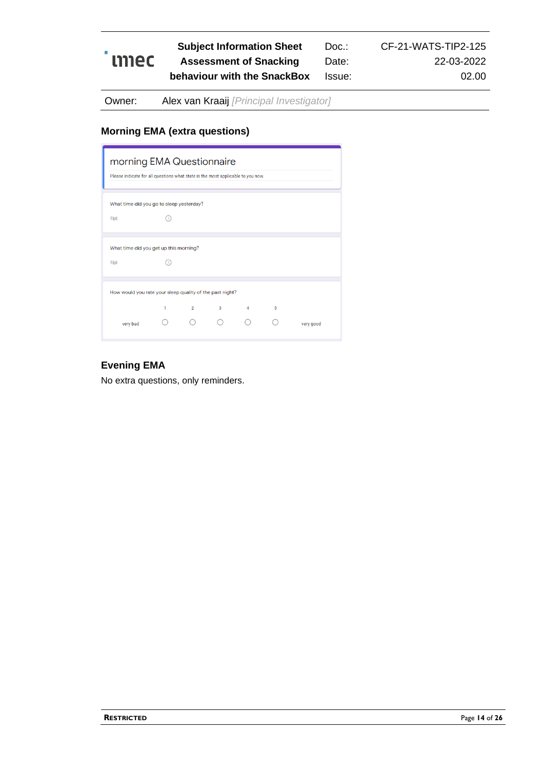## Morning EMA (extra questions)

morning EMA Questionnaire

Please indicate for all questions what state is the most applicable to you now.

What time did you go to sleep yesterday?

Tijd

What time did you get up this morning?

Tijd

How would you rate your sleep quality of the past night?

| | 1 | 2 | 3 | 4 | 5 | |
|---|---|---|---|---|---|---|
| very bad | ○ | ○ | ○ | ○ | ○ | very good |

## Evening EMA

No extra questions, only reminders.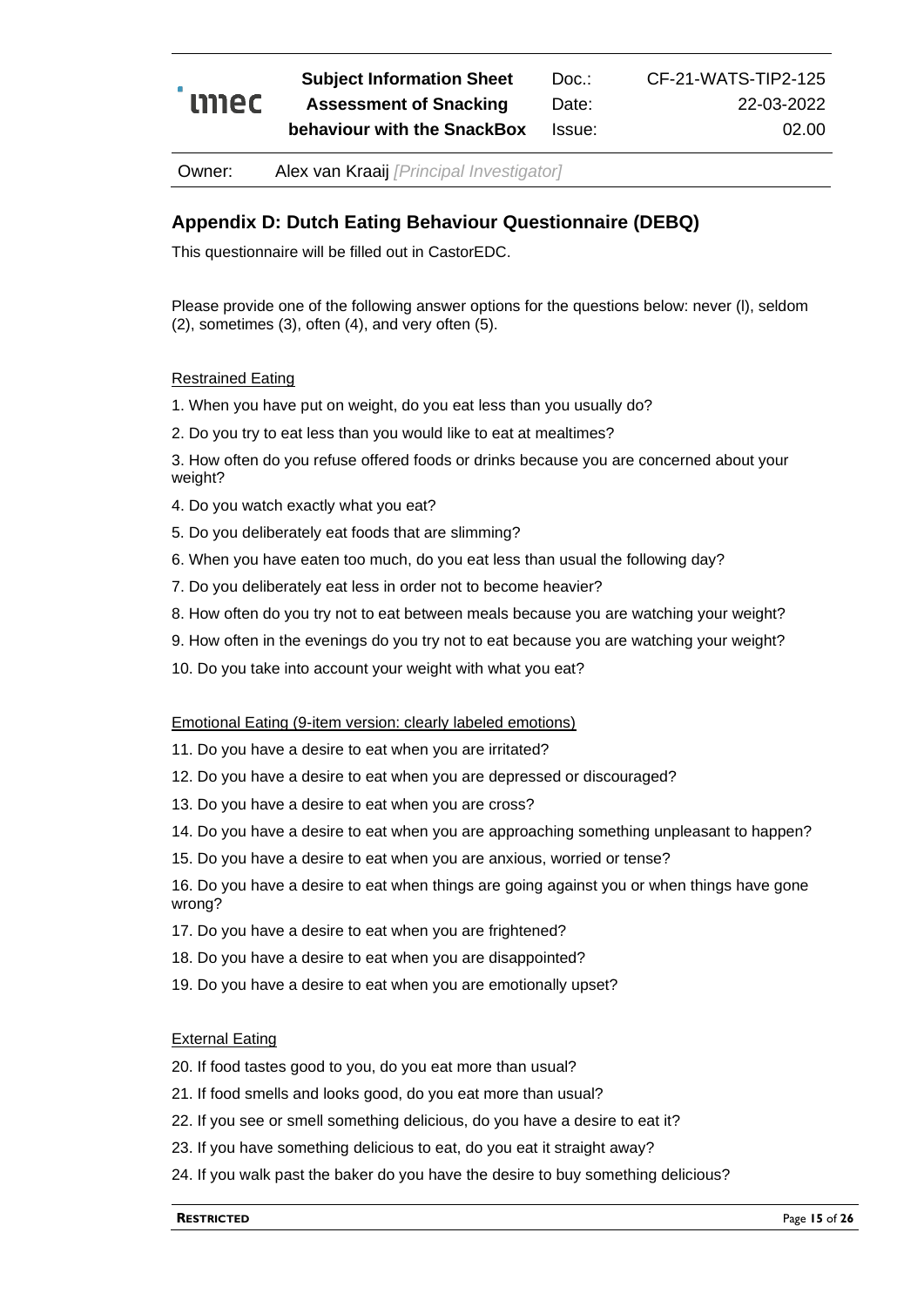## Appendix D: Dutch Eating Behaviour Questionnaire (DEBQ)

This questionnaire will be filled out in CastorEDC.

Please provide one of the following answer options for the questions below: never (l), seldom (2), sometimes (3), often (4), and very often (5).

Restrained Eating

1. When you have put on weight, do you eat less than you usually do?
2. Do you try to eat less than you would like to eat at mealtimes?
3. How often do you refuse offered foods or drinks because you are concerned about your weight?
4. Do you watch exactly what you eat?
5. Do you deliberately eat foods that are slimming?
6. When you have eaten too much, do you eat less than usual the following day?
7. Do you deliberately eat less in order not to become heavier?
8. How often do you try not to eat between meals because you are watching your weight?
9. How often in the evenings do you try not to eat because you are watching your weight?
10. Do you take into account your weight with what you eat?

Emotional Eating (9-item version: clearly labeled emotions)

11. Do you have a desire to eat when you are irritated?
12. Do you have a desire to eat when you are depressed or discouraged?
13. Do you have a desire to eat when you are cross?
14. Do you have a desire to eat when you are approaching something unpleasant to happen?
15. Do you have a desire to eat when you are anxious, worried or tense?
16. Do you have a desire to eat when things are going against you or when things have gone wrong?
17. Do you have a desire to eat when you are frightened?
18. Do you have a desire to eat when you are disappointed?
19. Do you have a desire to eat when you are emotionally upset?

External Eating

20. If food tastes good to you, do you eat more than usual?
21. If food smells and looks good, do you eat more than usual?
22. If you see or smell something delicious, do you have a desire to eat it?
23. If you have something delicious to eat, do you eat it straight away?
24. If you walk past the baker do you have the desire to buy something delicious?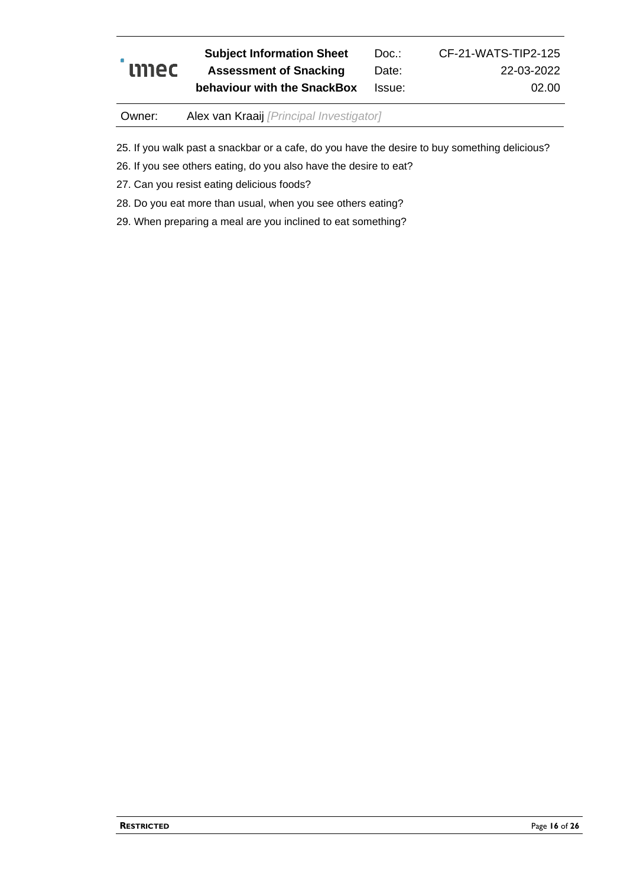25. If you walk past a snackbar or a cafe, do you have the desire to buy something delicious?
26. If you see others eating, do you also have the desire to eat?
27. Can you resist eating delicious foods?
28. Do you eat more than usual, when you see others eating?
29. When preparing a meal are you inclined to eat something?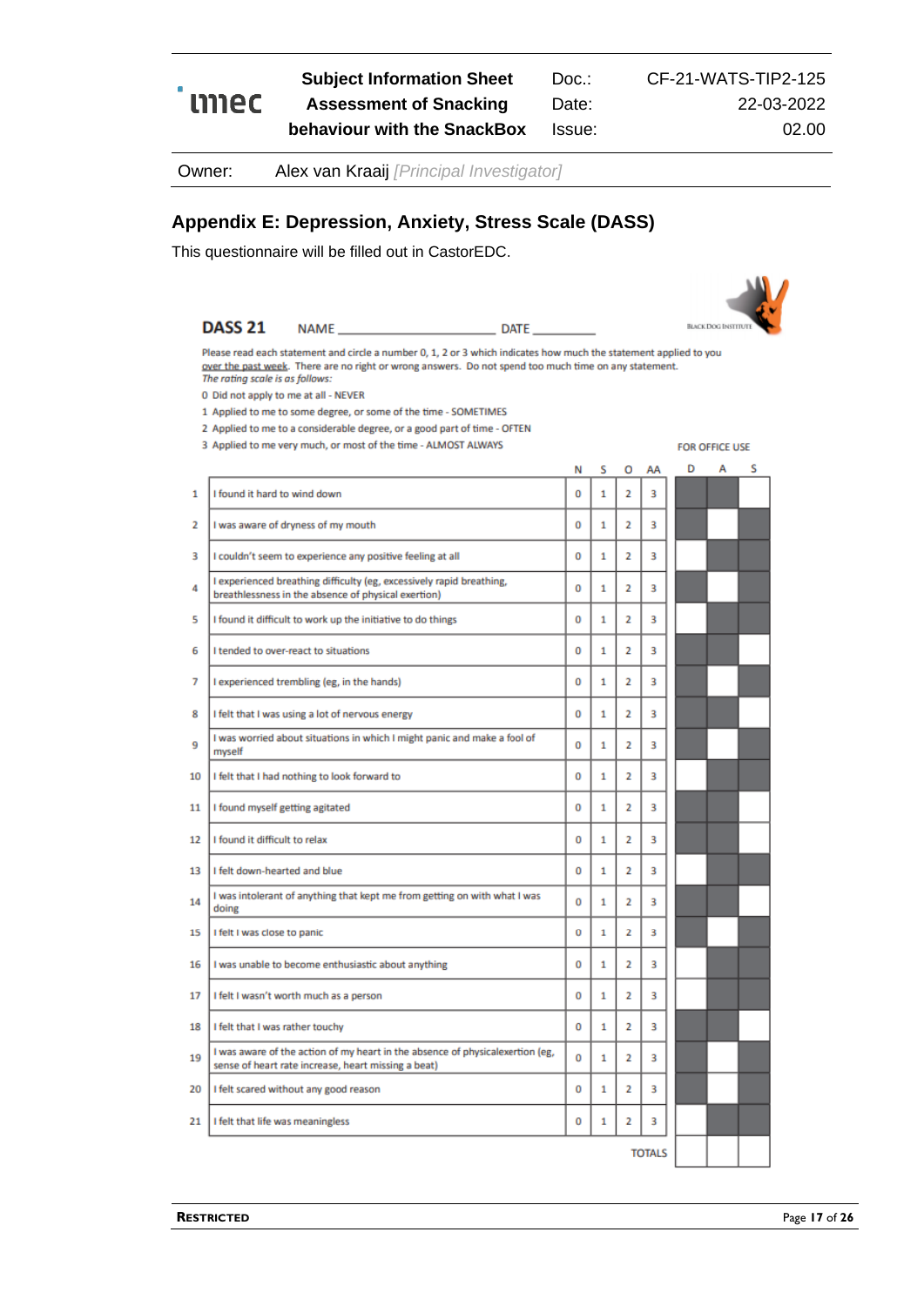## Appendix E: Depression, Anxiety, Stress Scale (DASS)

This questionnaire will be filled out in CastorEDC.

**DASS 21** NAME ____________________ DATE __________

BLACK DOG INSTITUTE

Please read each statement and circle a number 0, 1, 2 or 3 which indicates how much the statement applied to you over the past week. There are no right or wrong answers. Do not spend too much time on any statement.

*The rating scale is as follows:*

0 Did not apply to me at all - NEVER

1 Applied to me to some degree, or some of the time - SOMETIMES

2 Applied to me to a considerable degree, or a good part of time - OFTEN

3 Applied to me very much, or most of the time - ALMOST ALWAYS

FOR OFFICE USE

| | | N | S | O | AA | D | A | S |
|---|---|---|---|---|---|---|---|---|
| 1 | I found it hard to wind down | 0 | 1 | 2 | 3 | | | |
| 2 | I was aware of dryness of my mouth | 0 | 1 | 2 | 3 | | | |
| 3 | I couldn't seem to experience any positive feeling at all | 0 | 1 | 2 | 3 | | | |
| 4 | I experienced breathing difficulty (eg, excessively rapid breathing, breathlessness in the absence of physical exertion) | 0 | 1 | 2 | 3 | | | |
| 5 | I found it difficult to work up the initiative to do things | 0 | 1 | 2 | 3 | | | |
| 6 | I tended to over-react to situations | 0 | 1 | 2 | 3 | | | |
| 7 | I experienced trembling (eg, in the hands) | 0 | 1 | 2 | 3 | | | |
| 8 | I felt that I was using a lot of nervous energy | 0 | 1 | 2 | 3 | | | |
| 9 | I was worried about situations in which I might panic and make a fool of myself | 0 | 1 | 2 | 3 | | | |
| 10 | I felt that I had nothing to look forward to | 0 | 1 | 2 | 3 | | | |
| 11 | I found myself getting agitated | 0 | 1 | 2 | 3 | | | |
| 12 | I found it difficult to relax | 0 | 1 | 2 | 3 | | | |
| 13 | I felt down-hearted and blue | 0 | 1 | 2 | 3 | | | |
| 14 | I was intolerant of anything that kept me from getting on with what I was doing | 0 | 1 | 2 | 3 | | | |
| 15 | I felt I was close to panic | 0 | 1 | 2 | 3 | | | |
| 16 | I was unable to become enthusiastic about anything | 0 | 1 | 2 | 3 | | | |
| 17 | I felt I wasn't worth much as a person | 0 | 1 | 2 | 3 | | | |
| 18 | I felt that I was rather touchy | 0 | 1 | 2 | 3 | | | |
| 19 | I was aware of the action of my heart in the absence of physicalexertion (eg, sense of heart rate increase, heart missing a beat) | 0 | 1 | 2 | 3 | | | |
| 20 | I felt scared without any good reason | 0 | 1 | 2 | 3 | | | |
| 21 | I felt that life was meaningless | 0 | 1 | 2 | 3 | | | |
| | | | | | TOTALS | | | |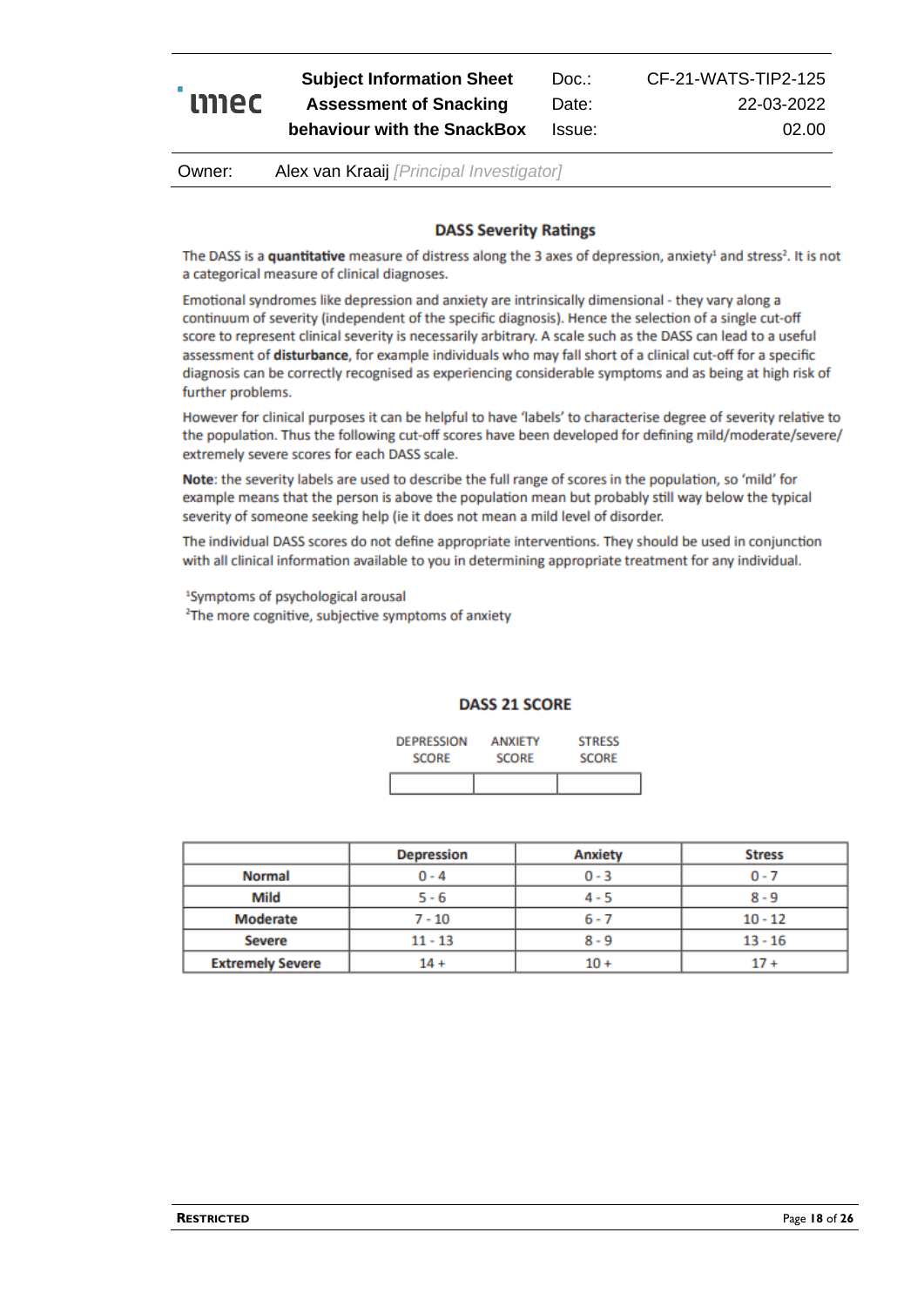## DASS Severity Ratings

The DASS is a **quantitative** measure of distress along the 3 axes of depression, anxiety[1] and stress[2]. It is not a categorical measure of clinical diagnoses.

Emotional syndromes like depression and anxiety are intrinsically dimensional - they vary along a continuum of severity (independent of the specific diagnosis). Hence the selection of a single cut-off score to represent clinical severity is necessarily arbitrary. A scale such as the DASS can lead to a useful assessment of **disturbance**, for example individuals who may fall short of a clinical cut-off for a specific diagnosis can be correctly recognised as experiencing considerable symptoms and as being at high risk of further problems.

However for clinical purposes it can be helpful to have 'labels' to characterise degree of severity relative to the population. Thus the following cut-off scores have been developed for defining mild/moderate/severe/ extremely severe scores for each DASS scale.

**Note**: the severity labels are used to describe the full range of scores in the population, so 'mild' for example means that the person is above the population mean but probably still way below the typical severity of someone seeking help (ie it does not mean a mild level of disorder.

The individual DASS scores do not define appropriate interventions. They should be used in conjunction with all clinical information available to you in determining appropriate treatment for any individual.

[1]Symptoms of psychological arousal
[2]The more cognitive, subjective symptoms of anxiety

### DASS 21 SCORE

| DEPRESSION SCORE | ANXIETY SCORE | STRESS SCORE |
|---|---|---|
| | | |

| | Depression | Anxiety | Stress |
|---|---|---|---|
| **Normal** | 0 - 4 | 0 - 3 | 0 - 7 |
| **Mild** | 5 - 6 | 4 - 5 | 8 - 9 |
| **Moderate** | 7 - 10 | 6 - 7 | 10 - 12 |
| **Severe** | 11 - 13 | 8 - 9 | 13 - 16 |
| **Extremely Severe** | 14 + | 10 + | 17 + |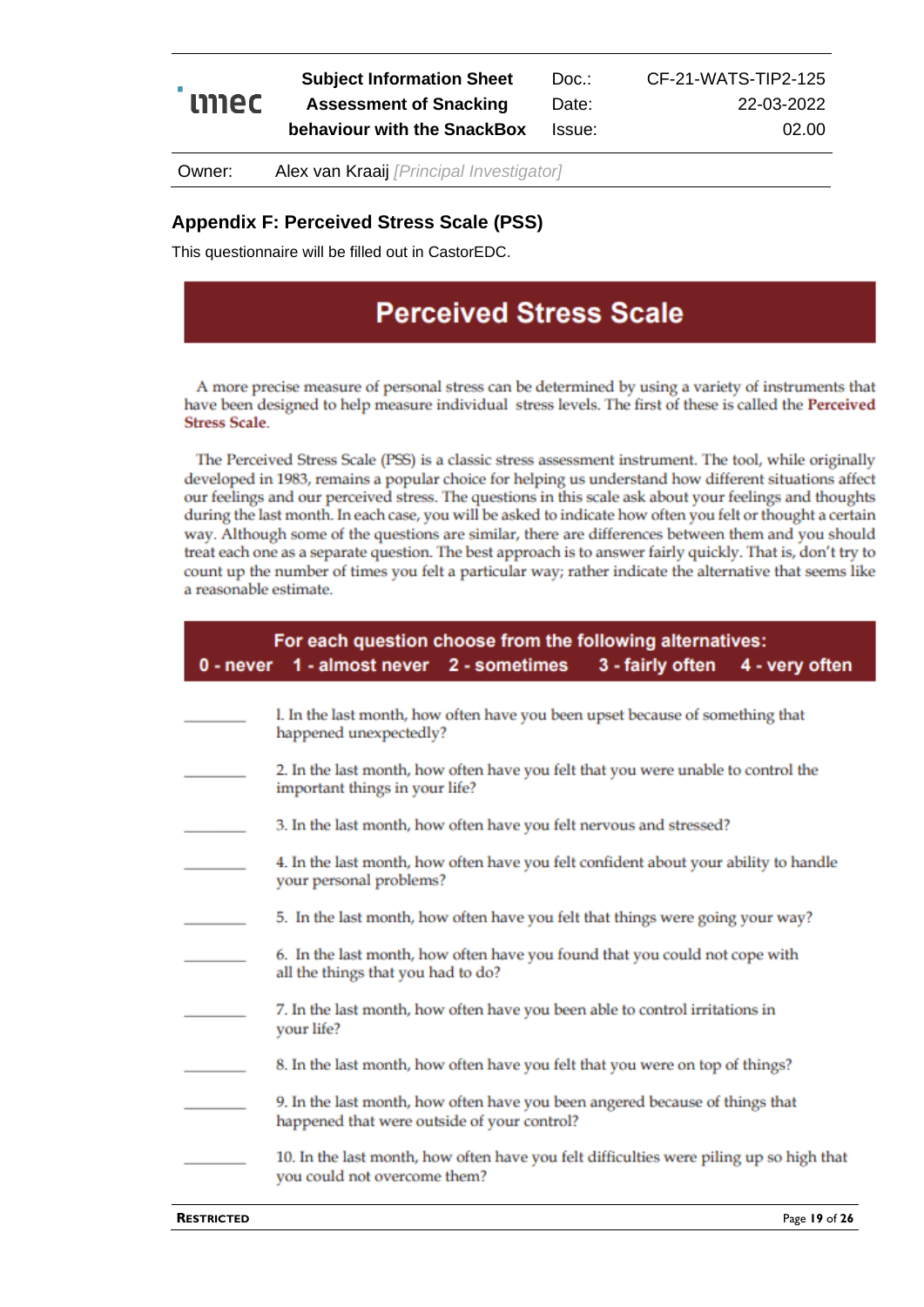## Appendix F: Perceived Stress Scale (PSS)

This questionnaire will be filled out in CastorEDC.

# Perceived Stress Scale

A more precise measure of personal stress can be determined by using a variety of instruments that have been designed to help measure individual stress levels. The first of these is called the **Perceived Stress Scale**.

The Perceived Stress Scale (PSS) is a classic stress assessment instrument. The tool, while originally developed in 1983, remains a popular choice for helping us understand how different situations affect our feelings and our perceived stress. The questions in this scale ask about your feelings and thoughts during the last month. In each case, you will be asked to indicate how often you felt or thought a certain way. Although some of the questions are similar, there are differences between them and you should treat each one as a separate question. The best approach is to answer fairly quickly. That is, don't try to count up the number of times you felt a particular way; rather indicate the alternative that seems like a reasonable estimate.

**For each question choose from the following alternatives:**
**0 - never 1 - almost never 2 - sometimes 3 - fairly often 4 - very often**

_______ 1. In the last month, how often have you been upset because of something that happened unexpectedly?

_______ 2. In the last month, how often have you felt that you were unable to control the important things in your life?

_______ 3. In the last month, how often have you felt nervous and stressed?

_______ 4. In the last month, how often have you felt confident about your ability to handle your personal problems?

_______ 5. In the last month, how often have you felt that things were going your way?

_______ 6. In the last month, how often have you found that you could not cope with all the things that you had to do?

_______ 7. In the last month, how often have you been able to control irritations in your life?

_______ 8. In the last month, how often have you felt that you were on top of things?

_______ 9. In the last month, how often have you been angered because of things that happened that were outside of your control?

_______ 10. In the last month, how often have you felt difficulties were piling up so high that you could not overcome them?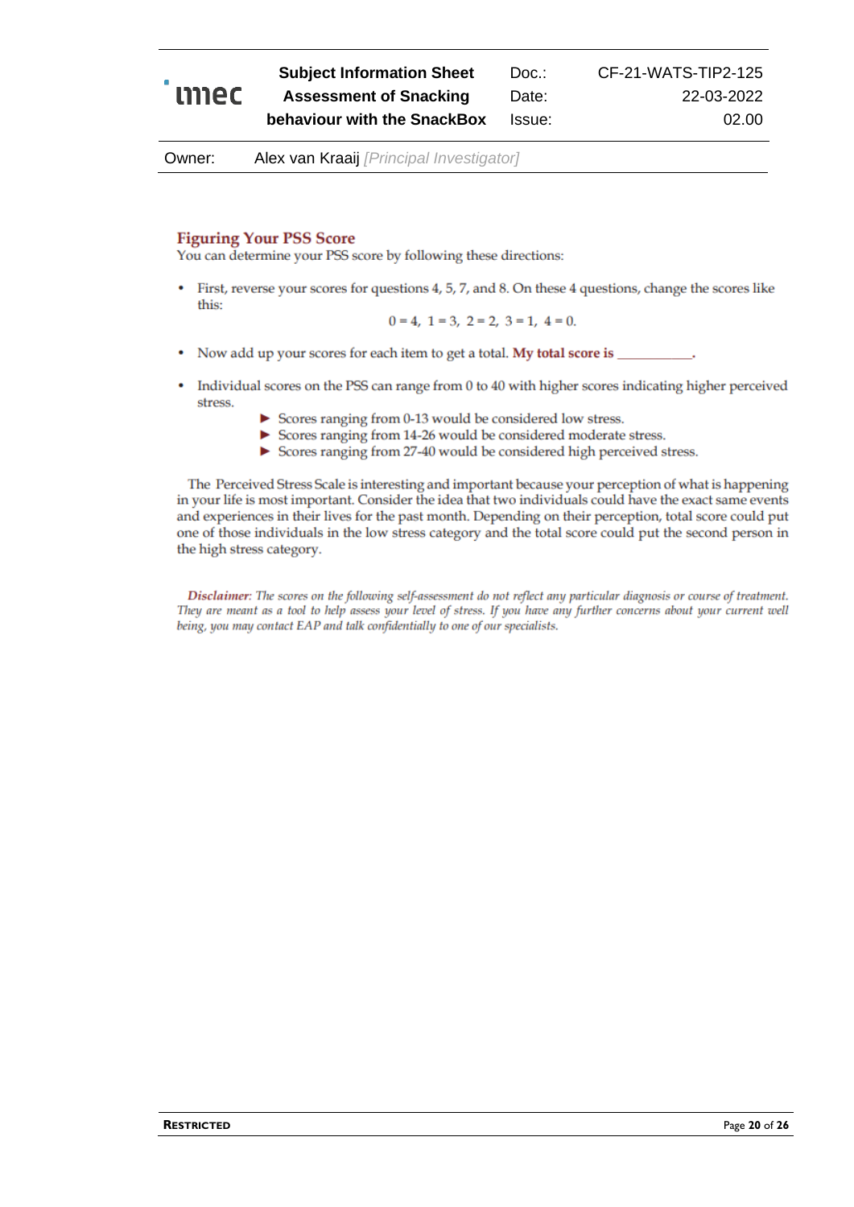## Figuring Your PSS Score

You can determine your PSS score by following these directions:

- First, reverse your scores for questions 4, 5, 7, and 8. On these 4 questions, change the scores like this:

  0 = 4, 1 = 3, 2 = 2, 3 = 1, 4 = 0.

- Now add up your scores for each item to get a total. **My total score is __________.**

- Individual scores on the PSS can range from 0 to 40 with higher scores indicating higher perceived stress.
  - ► Scores ranging from 0-13 would be considered low stress.
  - ► Scores ranging from 14-26 would be considered moderate stress.
  - ► Scores ranging from 27-40 would be considered high perceived stress.

The Perceived Stress Scale is interesting and important because your perception of what is happening in your life is most important. Consider the idea that two individuals could have the exact same events and experiences in their lives for the past month. Depending on their perception, total score could put one of those individuals in the low stress category and the total score could put the second person in the high stress category.

***Disclaimer****: The scores on the following self-assessment do not reflect any particular diagnosis or course of treatment. They are meant as a tool to help assess your level of stress. If you have any further concerns about your current well being, you may contact EAP and talk confidentially to one of our specialists.*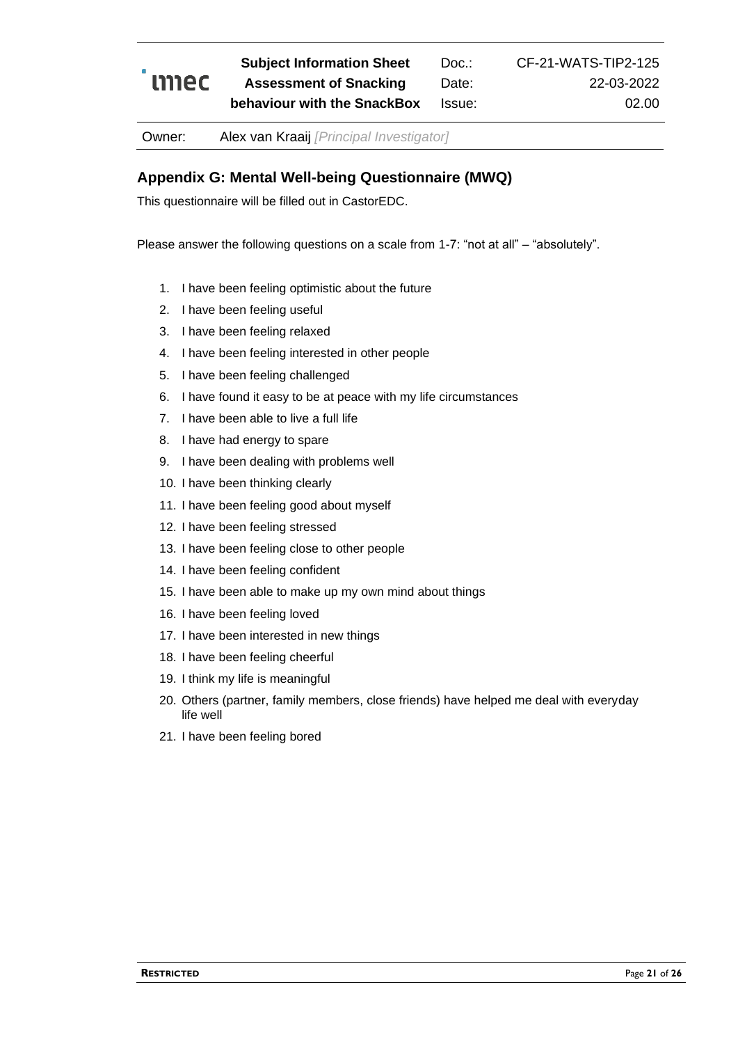## Appendix G: Mental Well-being Questionnaire (MWQ)

This questionnaire will be filled out in CastorEDC.

Please answer the following questions on a scale from 1-7: "not at all" – "absolutely".

1. I have been feeling optimistic about the future
2. I have been feeling useful
3. I have been feeling relaxed
4. I have been feeling interested in other people
5. I have been feeling challenged
6. I have found it easy to be at peace with my life circumstances
7. I have been able to live a full life
8. I have had energy to spare
9. I have been dealing with problems well
10. I have been thinking clearly
11. I have been feeling good about myself
12. I have been feeling stressed
13. I have been feeling close to other people
14. I have been feeling confident
15. I have been able to make up my own mind about things
16. I have been feeling loved
17. I have been interested in new things
18. I have been feeling cheerful
19. I think my life is meaningful
20. Others (partner, family members, close friends) have helped me deal with everyday life well
21. I have been feeling bored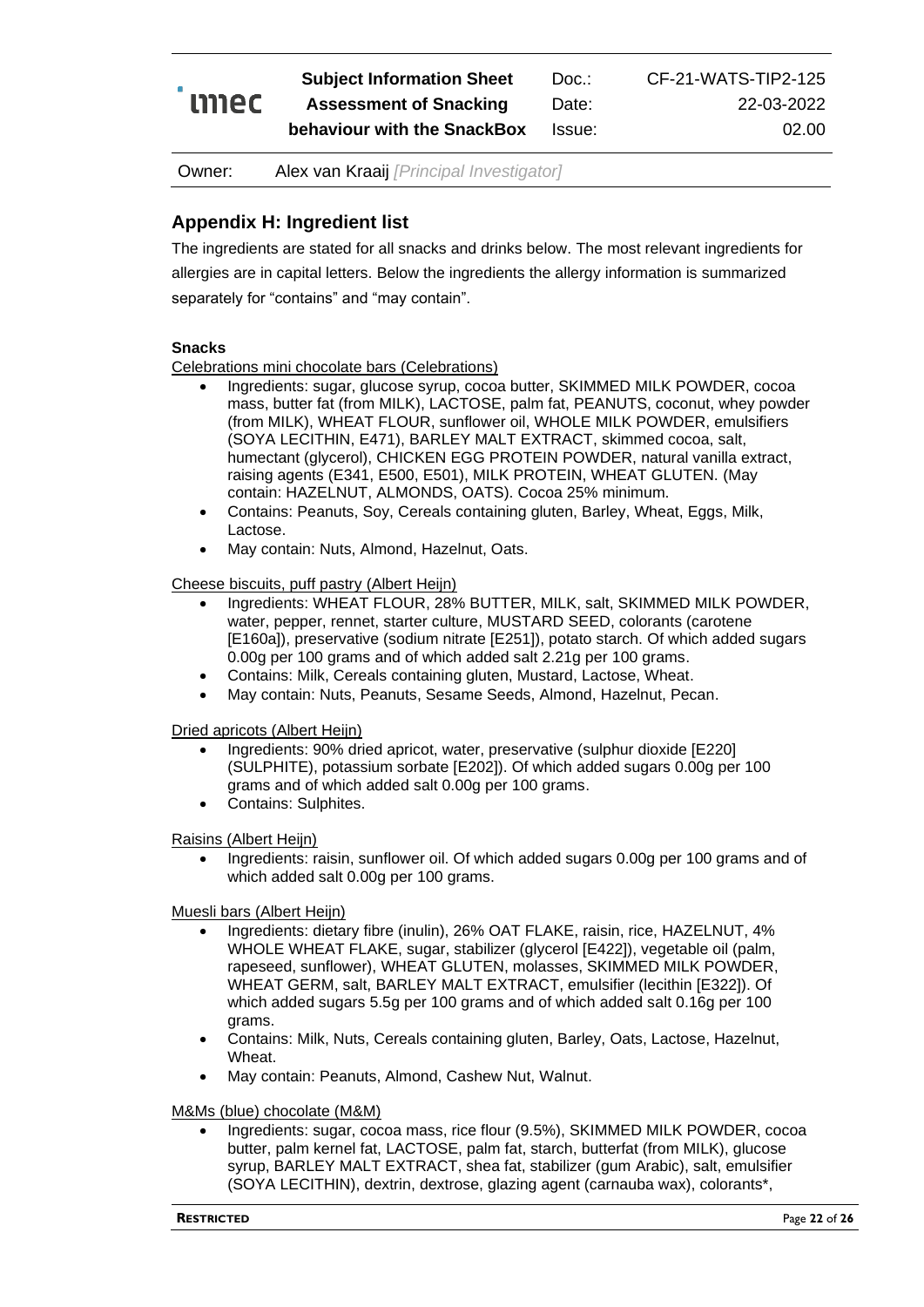## Appendix H: Ingredient list

The ingredients are stated for all snacks and drinks below. The most relevant ingredients for allergies are in capital letters. Below the ingredients the allergy information is summarized separately for "contains" and "may contain".

**Snacks**

Celebrations mini chocolate bars (Celebrations)

- Ingredients: sugar, glucose syrup, cocoa butter, SKIMMED MILK POWDER, cocoa mass, butter fat (from MILK), LACTOSE, palm fat, PEANUTS, coconut, whey powder (from MILK), WHEAT FLOUR, sunflower oil, WHOLE MILK POWDER, emulsifiers (SOYA LECITHIN, E471), BARLEY MALT EXTRACT, skimmed cocoa, salt, humectant (glycerol), CHICKEN EGG PROTEIN POWDER, natural vanilla extract, raising agents (E341, E500, E501), MILK PROTEIN, WHEAT GLUTEN. (May contain: HAZELNUT, ALMONDS, OATS). Cocoa 25% minimum.
- Contains: Peanuts, Soy, Cereals containing gluten, Barley, Wheat, Eggs, Milk, Lactose.
- May contain: Nuts, Almond, Hazelnut, Oats.

Cheese biscuits, puff pastry (Albert Heijn)

- Ingredients: WHEAT FLOUR, 28% BUTTER, MILK, salt, SKIMMED MILK POWDER, water, pepper, rennet, starter culture, MUSTARD SEED, colorants (carotene [E160a]), preservative (sodium nitrate [E251]), potato starch. Of which added sugars 0.00g per 100 grams and of which added salt 2.21g per 100 grams.
- Contains: Milk, Cereals containing gluten, Mustard, Lactose, Wheat.
- May contain: Nuts, Peanuts, Sesame Seeds, Almond, Hazelnut, Pecan.

Dried apricots (Albert Heijn)

- Ingredients: 90% dried apricot, water, preservative (sulphur dioxide [E220] (SULPHITE), potassium sorbate [E202]). Of which added sugars 0.00g per 100 grams and of which added salt 0.00g per 100 grams.
- Contains: Sulphites.

Raisins (Albert Heijn)

- Ingredients: raisin, sunflower oil. Of which added sugars 0.00g per 100 grams and of which added salt 0.00g per 100 grams.

Muesli bars (Albert Heijn)

- Ingredients: dietary fibre (inulin), 26% OAT FLAKE, raisin, rice, HAZELNUT, 4% WHOLE WHEAT FLAKE, sugar, stabilizer (glycerol [E422]), vegetable oil (palm, rapeseed, sunflower), WHEAT GLUTEN, molasses, SKIMMED MILK POWDER, WHEAT GERM, salt, BARLEY MALT EXTRACT, emulsifier (lecithin [E322]). Of which added sugars 5.5g per 100 grams and of which added salt 0.16g per 100 grams.
- Contains: Milk, Nuts, Cereals containing gluten, Barley, Oats, Lactose, Hazelnut, Wheat.
- May contain: Peanuts, Almond, Cashew Nut, Walnut.

M&Ms (blue) chocolate (M&M)

- Ingredients: sugar, cocoa mass, rice flour (9.5%), SKIMMED MILK POWDER, cocoa butter, palm kernel fat, LACTOSE, palm fat, starch, butterfat (from MILK), glucose syrup, BARLEY MALT EXTRACT, shea fat, stabilizer (gum Arabic), salt, emulsifier (SOYA LECITHIN), dextrin, dextrose, glazing agent (carnauba wax), colorants*,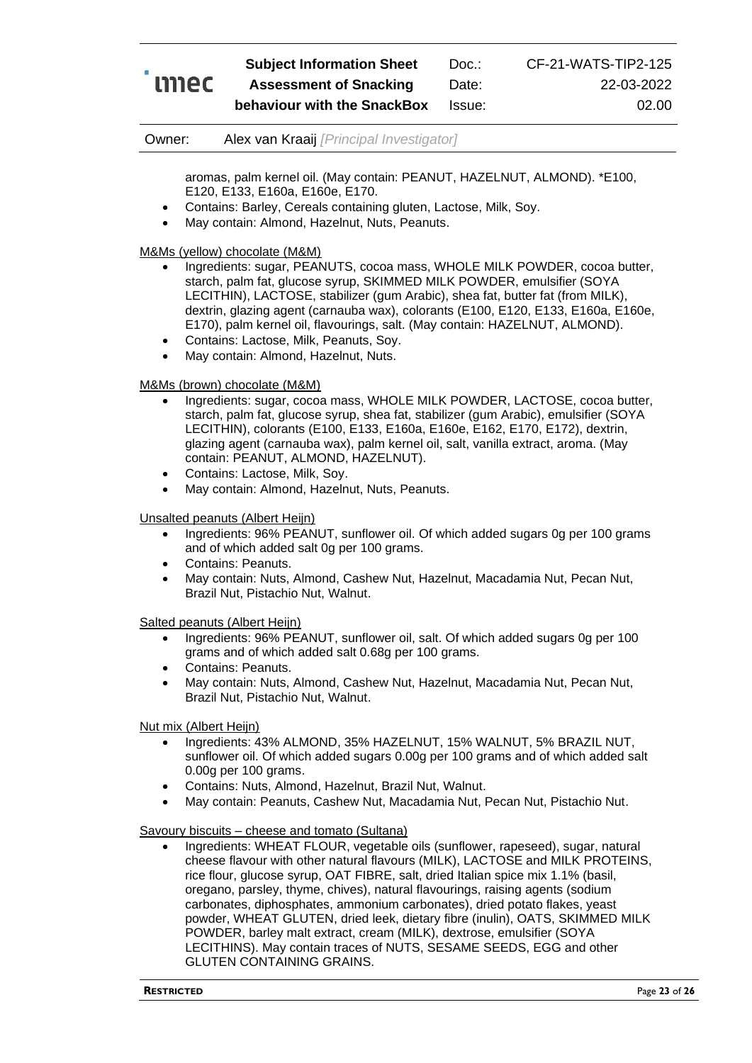aromas, palm kernel oil. (May contain: PEANUT, HAZELNUT, ALMOND). *E100, E120, E133, E160a, E160e, E170.

- Contains: Barley, Cereals containing gluten, Lactose, Milk, Soy.
- May contain: Almond, Hazelnut, Nuts, Peanuts.

<u>M&Ms (yellow) chocolate (M&M)</u>

- Ingredients: sugar, PEANUTS, cocoa mass, WHOLE MILK POWDER, cocoa butter, starch, palm fat, glucose syrup, SKIMMED MILK POWDER, emulsifier (SOYA LECITHIN), LACTOSE, stabilizer (gum Arabic), shea fat, butter fat (from MILK), dextrin, glazing agent (carnauba wax), colorants (E100, E120, E133, E160a, E160e, E170), palm kernel oil, flavourings, salt. (May contain: HAZELNUT, ALMOND).
- Contains: Lactose, Milk, Peanuts, Soy.
- May contain: Almond, Hazelnut, Nuts.

<u>M&Ms (brown) chocolate (M&M)</u>

- Ingredients: sugar, cocoa mass, WHOLE MILK POWDER, LACTOSE, cocoa butter, starch, palm fat, glucose syrup, shea fat, stabilizer (gum Arabic), emulsifier (SOYA LECITHIN), colorants (E100, E133, E160a, E160e, E162, E170, E172), dextrin, glazing agent (carnauba wax), palm kernel oil, salt, vanilla extract, aroma. (May contain: PEANUT, ALMOND, HAZELNUT).
- Contains: Lactose, Milk, Soy.
- May contain: Almond, Hazelnut, Nuts, Peanuts.

<u>Unsalted peanuts (Albert Heijn)</u>

- Ingredients: 96% PEANUT, sunflower oil. Of which added sugars 0g per 100 grams and of which added salt 0g per 100 grams.
- Contains: Peanuts.
- May contain: Nuts, Almond, Cashew Nut, Hazelnut, Macadamia Nut, Pecan Nut, Brazil Nut, Pistachio Nut, Walnut.

<u>Salted peanuts (Albert Heijn)</u>

- Ingredients: 96% PEANUT, sunflower oil, salt. Of which added sugars 0g per 100 grams and of which added salt 0.68g per 100 grams.
- Contains: Peanuts.
- May contain: Nuts, Almond, Cashew Nut, Hazelnut, Macadamia Nut, Pecan Nut, Brazil Nut, Pistachio Nut, Walnut.

<u>Nut mix (Albert Heijn)</u>

- Ingredients: 43% ALMOND, 35% HAZELNUT, 15% WALNUT, 5% BRAZIL NUT, sunflower oil. Of which added sugars 0.00g per 100 grams and of which added salt 0.00g per 100 grams.
- Contains: Nuts, Almond, Hazelnut, Brazil Nut, Walnut.
- May contain: Peanuts, Cashew Nut, Macadamia Nut, Pecan Nut, Pistachio Nut.

<u>Savoury biscuits – cheese and tomato (Sultana)</u>

- Ingredients: WHEAT FLOUR, vegetable oils (sunflower, rapeseed), sugar, natural cheese flavour with other natural flavours (MILK), LACTOSE and MILK PROTEINS, rice flour, glucose syrup, OAT FIBRE, salt, dried Italian spice mix 1.1% (basil, oregano, parsley, thyme, chives), natural flavourings, raising agents (sodium carbonates, diphosphates, ammonium carbonates), dried potato flakes, yeast powder, WHEAT GLUTEN, dried leek, dietary fibre (inulin), OATS, SKIMMED MILK POWDER, barley malt extract, cream (MILK), dextrose, emulsifier (SOYA LECITHINS). May contain traces of NUTS, SESAME SEEDS, EGG and other GLUTEN CONTAINING GRAINS.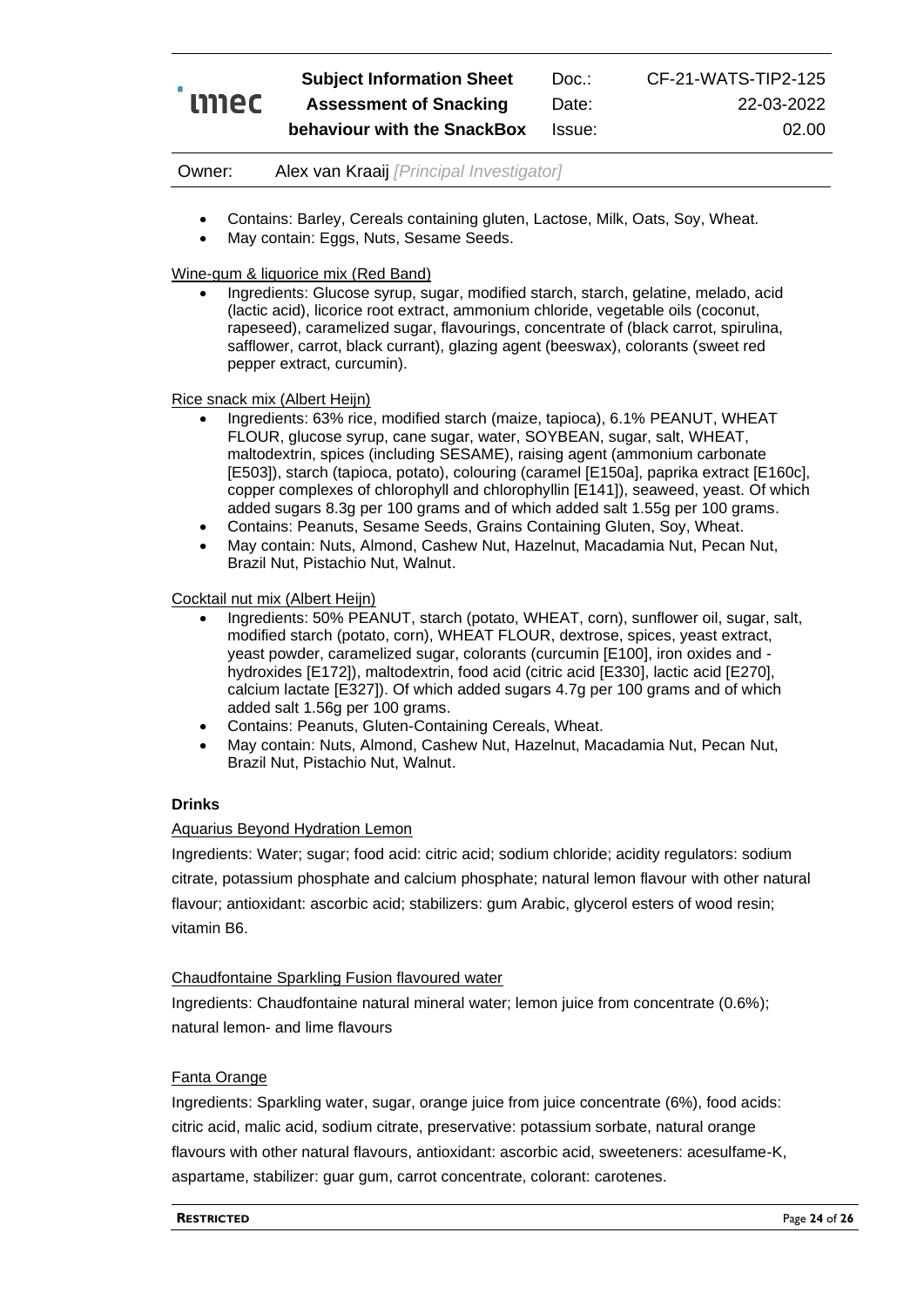- Contains: Barley, Cereals containing gluten, Lactose, Milk, Oats, Soy, Wheat.
- May contain: Eggs, Nuts, Sesame Seeds.

Wine-gum & liquorice mix (Red Band)

- Ingredients: Glucose syrup, sugar, modified starch, starch, gelatine, melado, acid (lactic acid), licorice root extract, ammonium chloride, vegetable oils (coconut, rapeseed), caramelized sugar, flavourings, concentrate of (black carrot, spirulina, safflower, carrot, black currant), glazing agent (beeswax), colorants (sweet red pepper extract, curcumin).

Rice snack mix (Albert Heijn)

- Ingredients: 63% rice, modified starch (maize, tapioca), 6.1% PEANUT, WHEAT FLOUR, glucose syrup, cane sugar, water, SOYBEAN, sugar, salt, WHEAT, maltodextrin, spices (including SESAME), raising agent (ammonium carbonate [E503]), starch (tapioca, potato), colouring (caramel [E150a], paprika extract [E160c], copper complexes of chlorophyll and chlorophyllin [E141]), seaweed, yeast. Of which added sugars 8.3g per 100 grams and of which added salt 1.55g per 100 grams.
- Contains: Peanuts, Sesame Seeds, Grains Containing Gluten, Soy, Wheat.
- May contain: Nuts, Almond, Cashew Nut, Hazelnut, Macadamia Nut, Pecan Nut, Brazil Nut, Pistachio Nut, Walnut.

Cocktail nut mix (Albert Heijn)

- Ingredients: 50% PEANUT, starch (potato, WHEAT, corn), sunflower oil, sugar, salt, modified starch (potato, corn), WHEAT FLOUR, dextrose, spices, yeast extract, yeast powder, caramelized sugar, colorants (curcumin [E100], iron oxides and -hydroxides [E172]), maltodextrin, food acid (citric acid [E330], lactic acid [E270], calcium lactate [E327]). Of which added sugars 4.7g per 100 grams and of which added salt 1.56g per 100 grams.
- Contains: Peanuts, Gluten-Containing Cereals, Wheat.
- May contain: Nuts, Almond, Cashew Nut, Hazelnut, Macadamia Nut, Pecan Nut, Brazil Nut, Pistachio Nut, Walnut.

**Drinks**

Aquarius Beyond Hydration Lemon

Ingredients: Water; sugar; food acid: citric acid; sodium chloride; acidity regulators: sodium citrate, potassium phosphate and calcium phosphate; natural lemon flavour with other natural flavour; antioxidant: ascorbic acid; stabilizers: gum Arabic, glycerol esters of wood resin; vitamin B6.

Chaudfontaine Sparkling Fusion flavoured water

Ingredients: Chaudfontaine natural mineral water; lemon juice from concentrate (0.6%); natural lemon- and lime flavours

Fanta Orange

Ingredients: Sparkling water, sugar, orange juice from juice concentrate (6%), food acids: citric acid, malic acid, sodium citrate, preservative: potassium sorbate, natural orange flavours with other natural flavours, antioxidant: ascorbic acid, sweeteners: acesulfame-K, aspartame, stabilizer: guar gum, carrot concentrate, colorant: carotenes.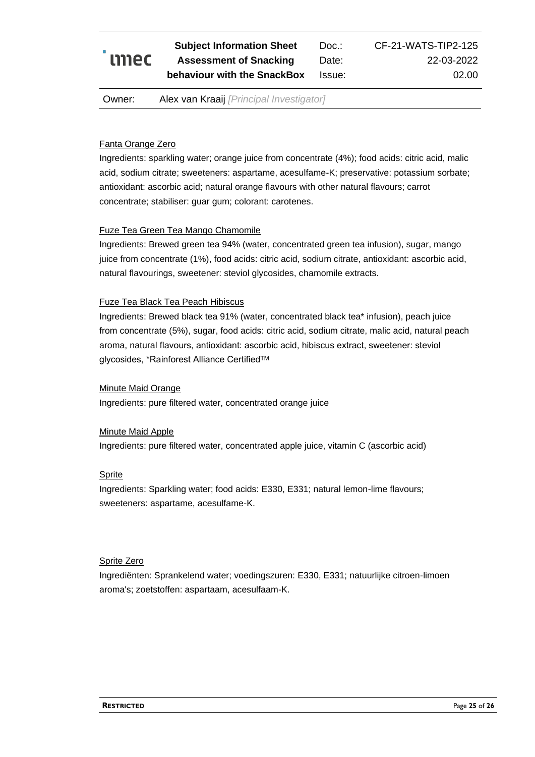Fanta Orange Zero

Ingredients: sparkling water; orange juice from concentrate (4%); food acids: citric acid, malic acid, sodium citrate; sweeteners: aspartame, acesulfame-K; preservative: potassium sorbate; antioxidant: ascorbic acid; natural orange flavours with other natural flavours; carrot concentrate; stabiliser: guar gum; colorant: carotenes.

Fuze Tea Green Tea Mango Chamomile

Ingredients: Brewed green tea 94% (water, concentrated green tea infusion), sugar, mango juice from concentrate (1%), food acids: citric acid, sodium citrate, antioxidant: ascorbic acid, natural flavourings, sweetener: steviol glycosides, chamomile extracts.

Fuze Tea Black Tea Peach Hibiscus

Ingredients: Brewed black tea 91% (water, concentrated black tea* infusion), peach juice from concentrate (5%), sugar, food acids: citric acid, sodium citrate, malic acid, natural peach aroma, natural flavours, antioxidant: ascorbic acid, hibiscus extract, sweetener: steviol glycosides, *Rainforest Alliance Certified™

Minute Maid Orange

Ingredients: pure filtered water, concentrated orange juice

Minute Maid Apple

Ingredients: pure filtered water, concentrated apple juice, vitamin C (ascorbic acid)

Sprite

Ingredients: Sparkling water; food acids: E330, E331; natural lemon-lime flavours; sweeteners: aspartame, acesulfame-K.

Sprite Zero

Ingrediënten: Sprankelend water; voedingszuren: E330, E331; natuurlijke citroen-limoen aroma's; zoetstoffen: aspartaam, acesulfaam-K.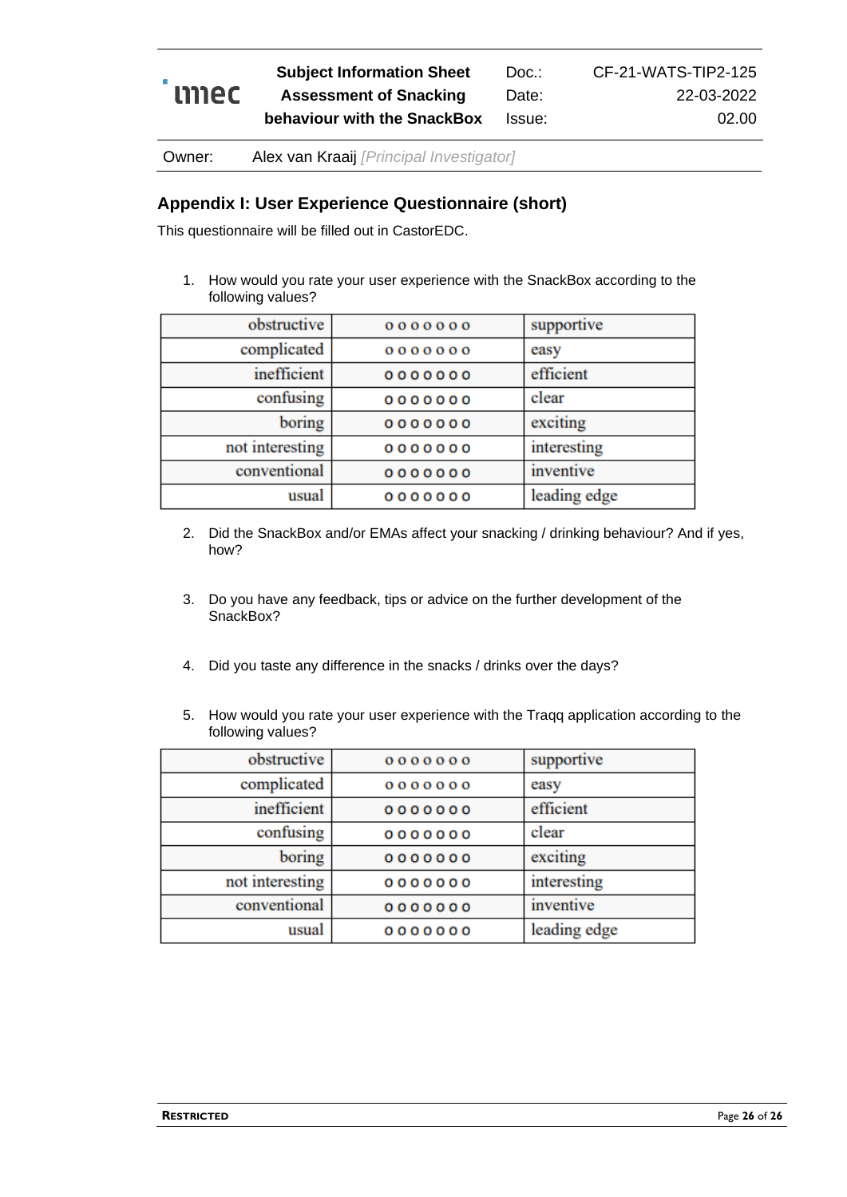## Appendix I: User Experience Questionnaire (short)

This questionnaire will be filled out in CastorEDC.

1. How would you rate your user experience with the SnackBox according to the following values?

| | | |
|---|---|---|
| obstructive | o o o o o o o | supportive |
| complicated | o o o o o o o | easy |
| inefficient | o o o o o o o | efficient |
| confusing | o o o o o o o | clear |
| boring | o o o o o o o | exciting |
| not interesting | o o o o o o o | interesting |
| conventional | o o o o o o o | inventive |
| usual | o o o o o o o | leading edge |

2. Did the SnackBox and/or EMAs affect your snacking / drinking behaviour? And if yes, how?

3. Do you have any feedback, tips or advice on the further development of the SnackBox?

4. Did you taste any difference in the snacks / drinks over the days?

5. How would you rate your user experience with the Traqq application according to the following values?

| | | |
|---|---|---|
| obstructive | o o o o o o o | supportive |
| complicated | o o o o o o o | easy |
| inefficient | o o o o o o o | efficient |
| confusing | o o o o o o o | clear |
| boring | o o o o o o o | exciting |
| not interesting | o o o o o o o | interesting |
| conventional | o o o o o o o | inventive |
| usual | o o o o o o o | leading edge |